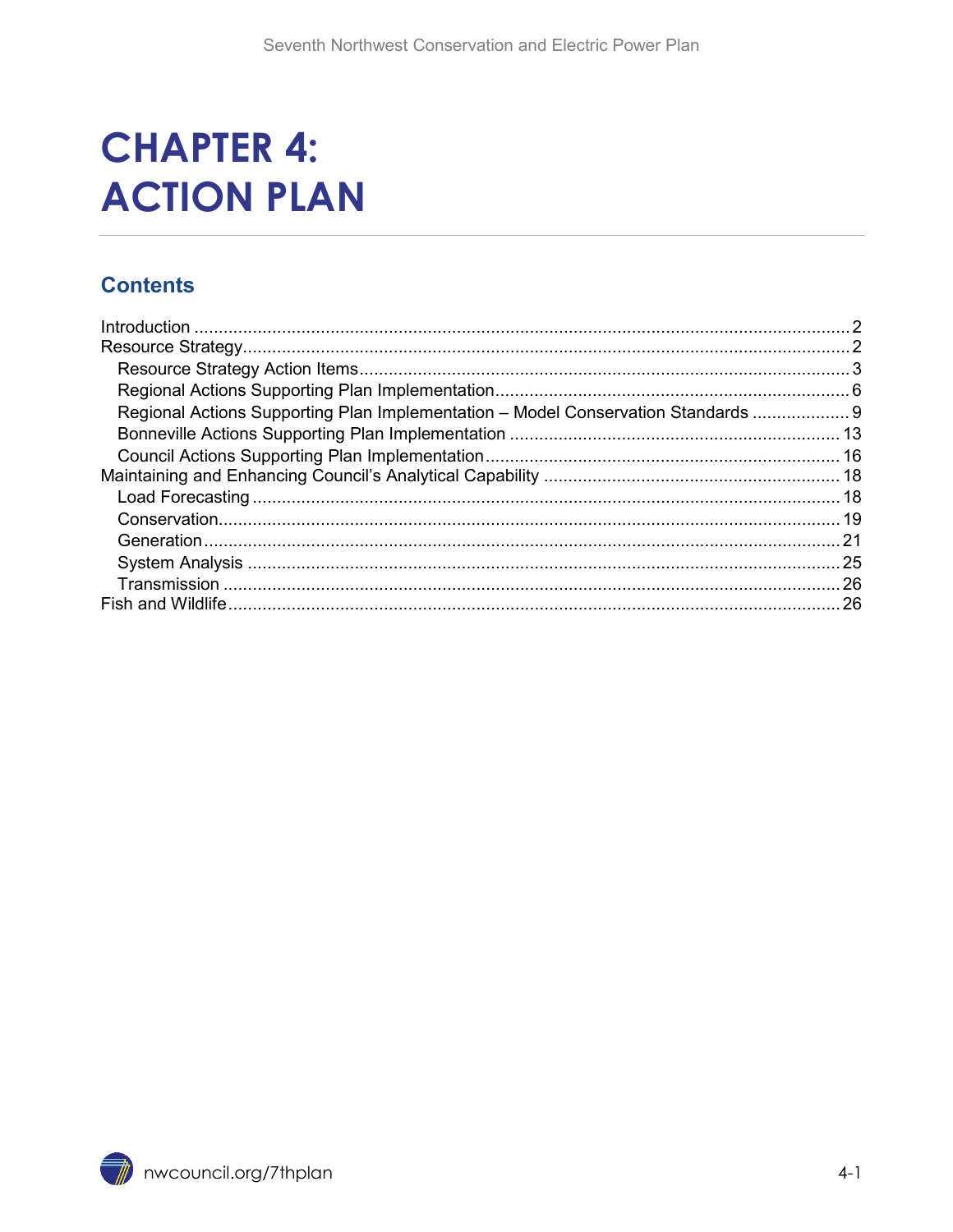# CHAPTER 4: ACTION PLAN

## Contents

Introduction ..... 2
Resource Strategy ..... 2
- Resource Strategy Action Items ..... 3
- Regional Actions Supporting Plan Implementation ..... 6
- Regional Actions Supporting Plan Implementation – Model Conservation Standards ..... 9
- Bonneville Actions Supporting Plan Implementation ..... 13
- Council Actions Supporting Plan Implementation ..... 16

Maintaining and Enhancing Council's Analytical Capability ..... 18
- Load Forecasting ..... 18
- Conservation ..... 19
- Generation ..... 21
- System Analysis ..... 25
- Transmission ..... 26

Fish and Wildlife ..... 26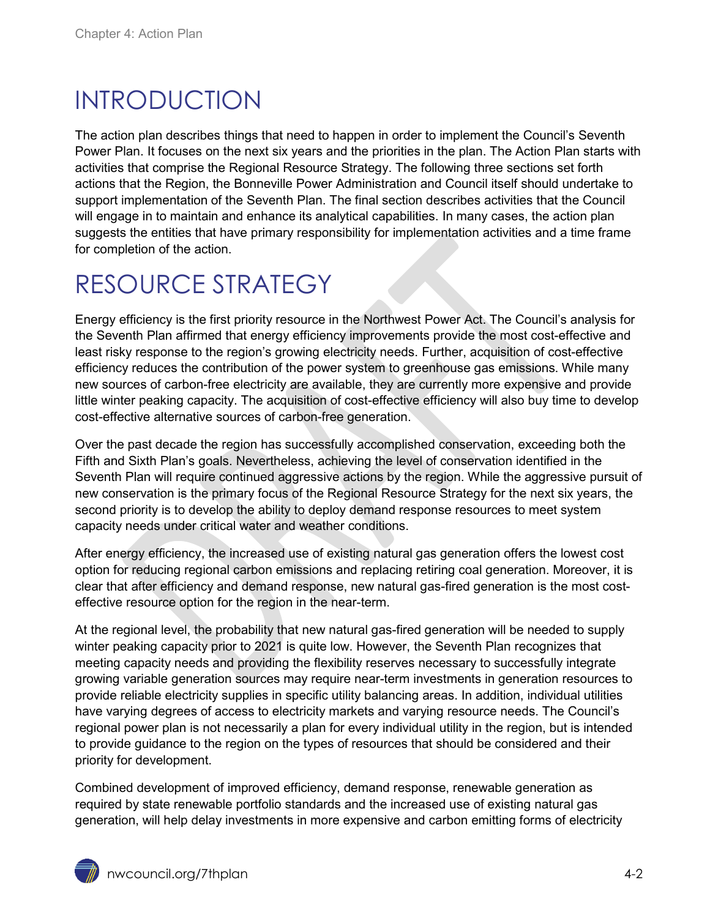# INTRODUCTION

The action plan describes things that need to happen in order to implement the Council's Seventh Power Plan. It focuses on the next six years and the priorities in the plan. The Action Plan starts with activities that comprise the Regional Resource Strategy. The following three sections set forth actions that the Region, the Bonneville Power Administration and Council itself should undertake to support implementation of the Seventh Plan. The final section describes activities that the Council will engage in to maintain and enhance its analytical capabilities. In many cases, the action plan suggests the entities that have primary responsibility for implementation activities and a time frame for completion of the action.

# RESOURCE STRATEGY

Energy efficiency is the first priority resource in the Northwest Power Act. The Council's analysis for the Seventh Plan affirmed that energy efficiency improvements provide the most cost-effective and least risky response to the region's growing electricity needs. Further, acquisition of cost-effective efficiency reduces the contribution of the power system to greenhouse gas emissions. While many new sources of carbon-free electricity are available, they are currently more expensive and provide little winter peaking capacity. The acquisition of cost-effective efficiency will also buy time to develop cost-effective alternative sources of carbon-free generation.

Over the past decade the region has successfully accomplished conservation, exceeding both the Fifth and Sixth Plan's goals. Nevertheless, achieving the level of conservation identified in the Seventh Plan will require continued aggressive actions by the region. While the aggressive pursuit of new conservation is the primary focus of the Regional Resource Strategy for the next six years, the second priority is to develop the ability to deploy demand response resources to meet system capacity needs under critical water and weather conditions.

After energy efficiency, the increased use of existing natural gas generation offers the lowest cost option for reducing regional carbon emissions and replacing retiring coal generation. Moreover, it is clear that after efficiency and demand response, new natural gas-fired generation is the most cost-effective resource option for the region in the near-term.

At the regional level, the probability that new natural gas-fired generation will be needed to supply winter peaking capacity prior to 2021 is quite low. However, the Seventh Plan recognizes that meeting capacity needs and providing the flexibility reserves necessary to successfully integrate growing variable generation sources may require near-term investments in generation resources to provide reliable electricity supplies in specific utility balancing areas. In addition, individual utilities have varying degrees of access to electricity markets and varying resource needs. The Council's regional power plan is not necessarily a plan for every individual utility in the region, but is intended to provide guidance to the region on the types of resources that should be considered and their priority for development.

Combined development of improved efficiency, demand response, renewable generation as required by state renewable portfolio standards and the increased use of existing natural gas generation, will help delay investments in more expensive and carbon emitting forms of electricity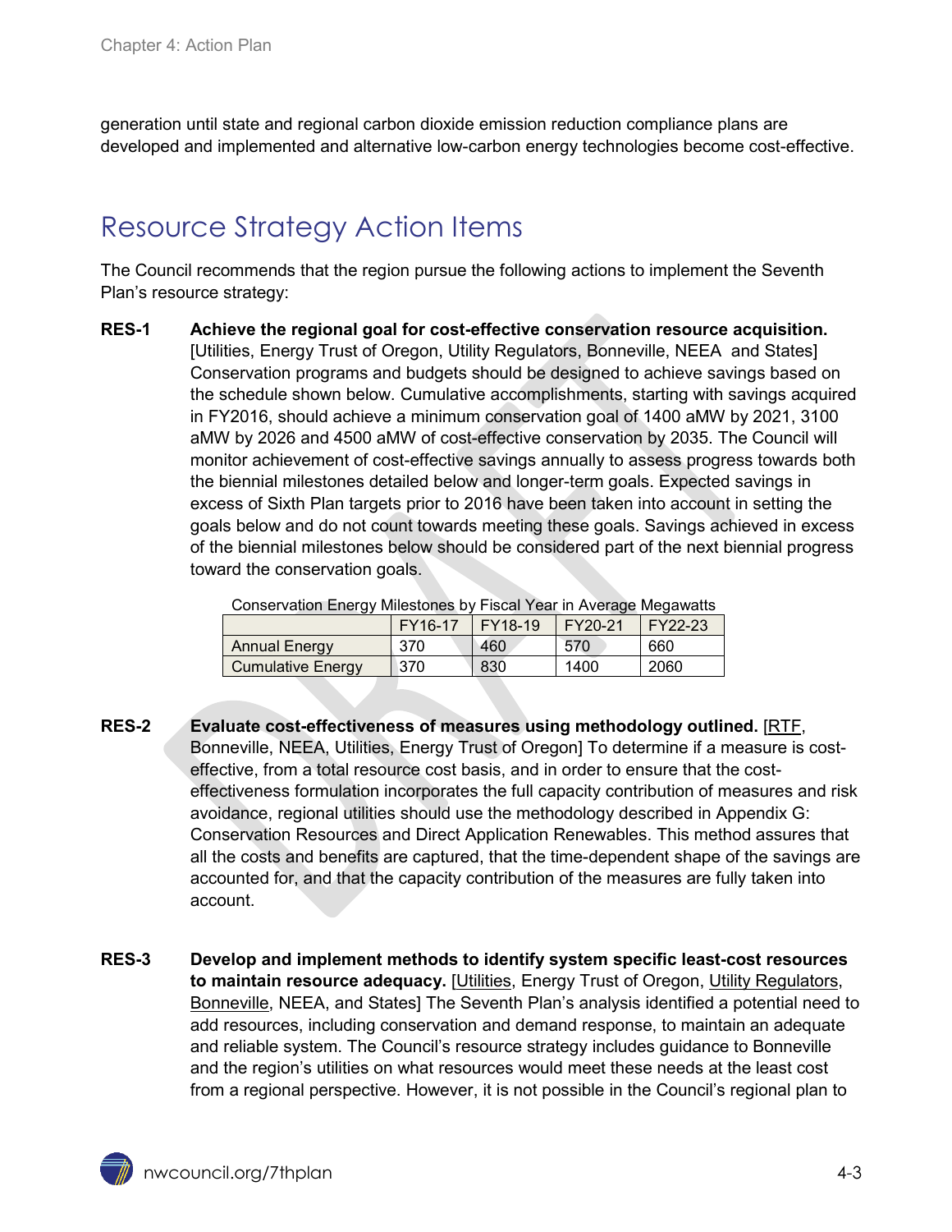generation until state and regional carbon dioxide emission reduction compliance plans are developed and implemented and alternative low-carbon energy technologies become cost-effective.

## Resource Strategy Action Items

The Council recommends that the region pursue the following actions to implement the Seventh Plan's resource strategy:

**RES-1 Achieve the regional goal for cost-effective conservation resource acquisition.** [Utilities, Energy Trust of Oregon, Utility Regulators, Bonneville, NEEA and States] Conservation programs and budgets should be designed to achieve savings based on the schedule shown below. Cumulative accomplishments, starting with savings acquired in FY2016, should achieve a minimum conservation goal of 1400 aMW by 2021, 3100 aMW by 2026 and 4500 aMW of cost-effective conservation by 2035. The Council will monitor achievement of cost-effective savings annually to assess progress towards both the biennial milestones detailed below and longer-term goals. Expected savings in excess of Sixth Plan targets prior to 2016 have been taken into account in setting the goals below and do not count towards meeting these goals. Savings achieved in excess of the biennial milestones below should be considered part of the next biennial progress toward the conservation goals.

Conservation Energy Milestones by Fiscal Year in Average Megawatts

| | FY16-17 | FY18-19 | FY20-21 | FY22-23 |
|---|---|---|---|---|
| Annual Energy | 370 | 460 | 570 | 660 |
| Cumulative Energy | 370 | 830 | 1400 | 2060 |

**RES-2 Evaluate cost-effectiveness of measures using methodology outlined.** [RTF, Bonneville, NEEA, Utilities, Energy Trust of Oregon] To determine if a measure is cost-effective, from a total resource cost basis, and in order to ensure that the cost-effectiveness formulation incorporates the full capacity contribution of measures and risk avoidance, regional utilities should use the methodology described in Appendix G: Conservation Resources and Direct Application Renewables. This method assures that all the costs and benefits are captured, that the time-dependent shape of the savings are accounted for, and that the capacity contribution of the measures are fully taken into account.

**RES-3 Develop and implement methods to identify system specific least-cost resources to maintain resource adequacy.** [Utilities, Energy Trust of Oregon, Utility Regulators, Bonneville, NEEA, and States] The Seventh Plan's analysis identified a potential need to add resources, including conservation and demand response, to maintain an adequate and reliable system. The Council's resource strategy includes guidance to Bonneville and the region's utilities on what resources would meet these needs at the least cost from a regional perspective. However, it is not possible in the Council's regional plan to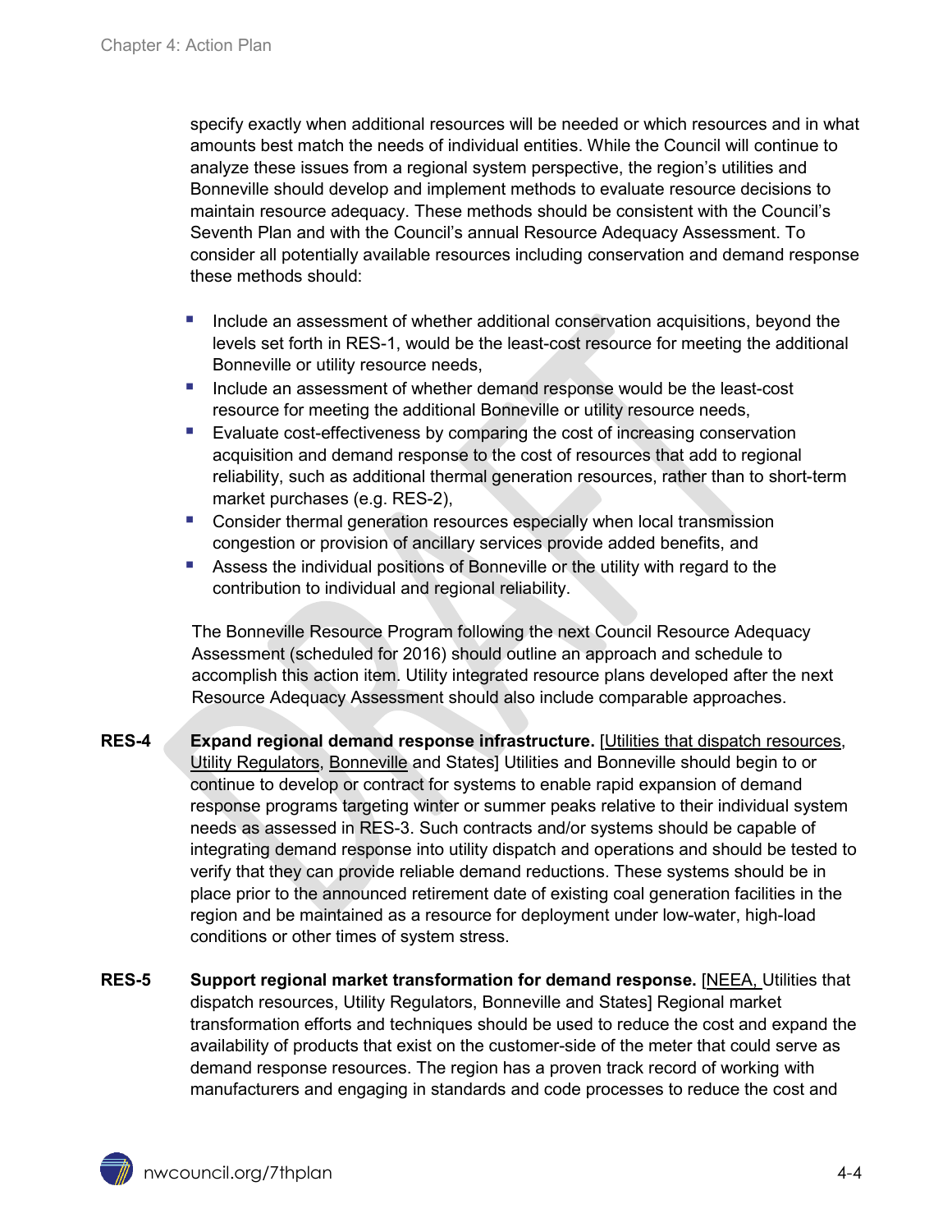specify exactly when additional resources will be needed or which resources and in what amounts best match the needs of individual entities. While the Council will continue to analyze these issues from a regional system perspective, the region's utilities and Bonneville should develop and implement methods to evaluate resource decisions to maintain resource adequacy. These methods should be consistent with the Council's Seventh Plan and with the Council's annual Resource Adequacy Assessment. To consider all potentially available resources including conservation and demand response these methods should:

- Include an assessment of whether additional conservation acquisitions, beyond the levels set forth in RES-1, would be the least-cost resource for meeting the additional Bonneville or utility resource needs,
- Include an assessment of whether demand response would be the least-cost resource for meeting the additional Bonneville or utility resource needs,
- Evaluate cost-effectiveness by comparing the cost of increasing conservation acquisition and demand response to the cost of resources that add to regional reliability, such as additional thermal generation resources, rather than to short-term market purchases (e.g. RES-2),
- Consider thermal generation resources especially when local transmission congestion or provision of ancillary services provide added benefits, and
- Assess the individual positions of Bonneville or the utility with regard to the contribution to individual and regional reliability.

The Bonneville Resource Program following the next Council Resource Adequacy Assessment (scheduled for 2016) should outline an approach and schedule to accomplish this action item. Utility integrated resource plans developed after the next Resource Adequacy Assessment should also include comparable approaches.

**RES-4** **Expand regional demand response infrastructure.** [Utilities that dispatch resources, Utility Regulators, Bonneville and States] Utilities and Bonneville should begin to or continue to develop or contract for systems to enable rapid expansion of demand response programs targeting winter or summer peaks relative to their individual system needs as assessed in RES-3. Such contracts and/or systems should be capable of integrating demand response into utility dispatch and operations and should be tested to verify that they can provide reliable demand reductions. These systems should be in place prior to the announced retirement date of existing coal generation facilities in the region and be maintained as a resource for deployment under low-water, high-load conditions or other times of system stress.

**RES-5** **Support regional market transformation for demand response.** [NEEA, Utilities that dispatch resources, Utility Regulators, Bonneville and States] Regional market transformation efforts and techniques should be used to reduce the cost and expand the availability of products that exist on the customer-side of the meter that could serve as demand response resources. The region has a proven track record of working with manufacturers and engaging in standards and code processes to reduce the cost and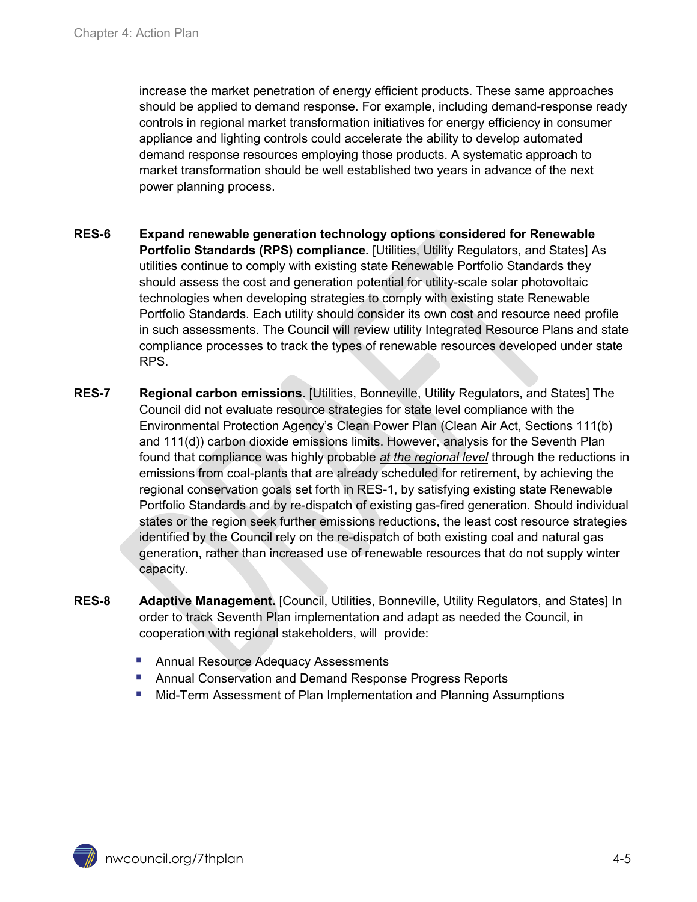increase the market penetration of energy efficient products. These same approaches should be applied to demand response. For example, including demand-response ready controls in regional market transformation initiatives for energy efficiency in consumer appliance and lighting controls could accelerate the ability to develop automated demand response resources employing those products. A systematic approach to market transformation should be well established two years in advance of the next power planning process.

**RES-6** **Expand renewable generation technology options considered for Renewable Portfolio Standards (RPS) compliance.** [Utilities, Utility Regulators, and States] As utilities continue to comply with existing state Renewable Portfolio Standards they should assess the cost and generation potential for utility-scale solar photovoltaic technologies when developing strategies to comply with existing state Renewable Portfolio Standards. Each utility should consider its own cost and resource need profile in such assessments. The Council will review utility Integrated Resource Plans and state compliance processes to track the types of renewable resources developed under state RPS.

**RES-7** **Regional carbon emissions.** [Utilities, Bonneville, Utility Regulators, and States] The Council did not evaluate resource strategies for state level compliance with the Environmental Protection Agency's Clean Power Plan (Clean Air Act, Sections 111(b) and 111(d)) carbon dioxide emissions limits. However, analysis for the Seventh Plan found that compliance was highly probable *at the regional level* through the reductions in emissions from coal-plants that are already scheduled for retirement, by achieving the regional conservation goals set forth in RES-1, by satisfying existing state Renewable Portfolio Standards and by re-dispatch of existing gas-fired generation. Should individual states or the region seek further emissions reductions, the least cost resource strategies identified by the Council rely on the re-dispatch of both existing coal and natural gas generation, rather than increased use of renewable resources that do not supply winter capacity.

**RES-8** **Adaptive Management.** [Council, Utilities, Bonneville, Utility Regulators, and States] In order to track Seventh Plan implementation and adapt as needed the Council, in cooperation with regional stakeholders, will provide:

- Annual Resource Adequacy Assessments
- Annual Conservation and Demand Response Progress Reports
- Mid-Term Assessment of Plan Implementation and Planning Assumptions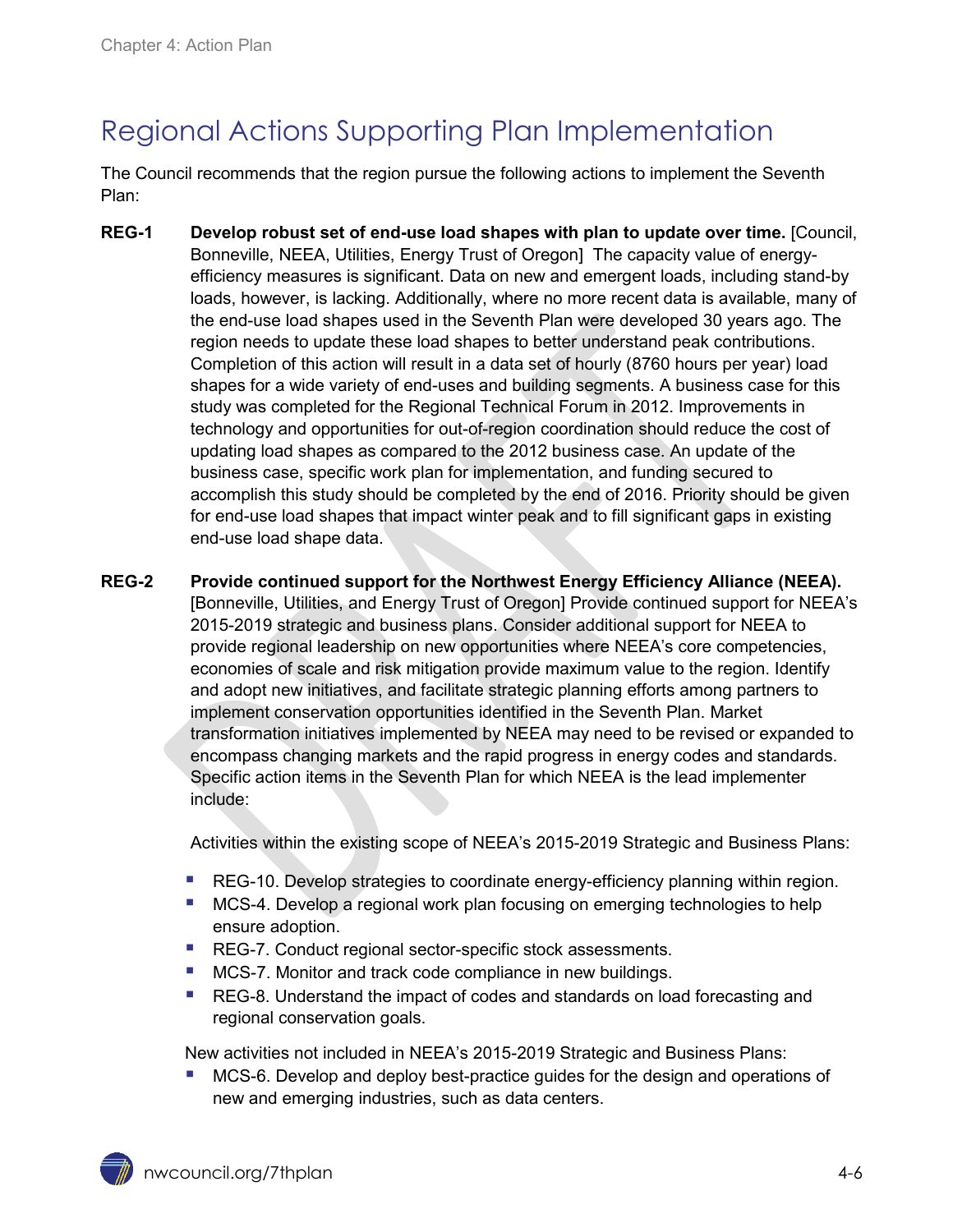# Regional Actions Supporting Plan Implementation

The Council recommends that the region pursue the following actions to implement the Seventh Plan:

**REG-1 Develop robust set of end-use load shapes with plan to update over time.** [Council, Bonneville, NEEA, Utilities, Energy Trust of Oregon] The capacity value of energy-efficiency measures is significant. Data on new and emergent loads, including stand-by loads, however, is lacking. Additionally, where no more recent data is available, many of the end-use load shapes used in the Seventh Plan were developed 30 years ago. The region needs to update these load shapes to better understand peak contributions. Completion of this action will result in a data set of hourly (8760 hours per year) load shapes for a wide variety of end-uses and building segments. A business case for this study was completed for the Regional Technical Forum in 2012. Improvements in technology and opportunities for out-of-region coordination should reduce the cost of updating load shapes as compared to the 2012 business case. An update of the business case, specific work plan for implementation, and funding secured to accomplish this study should be completed by the end of 2016. Priority should be given for end-use load shapes that impact winter peak and to fill significant gaps in existing end-use load shape data.

**REG-2 Provide continued support for the Northwest Energy Efficiency Alliance (NEEA).** [Bonneville, Utilities, and Energy Trust of Oregon] Provide continued support for NEEA's 2015-2019 strategic and business plans. Consider additional support for NEEA to provide regional leadership on new opportunities where NEEA's core competencies, economies of scale and risk mitigation provide maximum value to the region. Identify and adopt new initiatives, and facilitate strategic planning efforts among partners to implement conservation opportunities identified in the Seventh Plan. Market transformation initiatives implemented by NEEA may need to be revised or expanded to encompass changing markets and the rapid progress in energy codes and standards. Specific action items in the Seventh Plan for which NEEA is the lead implementer include:

Activities within the existing scope of NEEA's 2015-2019 Strategic and Business Plans:

- REG-10. Develop strategies to coordinate energy-efficiency planning within region.
- MCS-4. Develop a regional work plan focusing on emerging technologies to help ensure adoption.
- REG-7. Conduct regional sector-specific stock assessments.
- MCS-7. Monitor and track code compliance in new buildings.
- REG-8. Understand the impact of codes and standards on load forecasting and regional conservation goals.

New activities not included in NEEA's 2015-2019 Strategic and Business Plans:

- MCS-6. Develop and deploy best-practice guides for the design and operations of new and emerging industries, such as data centers.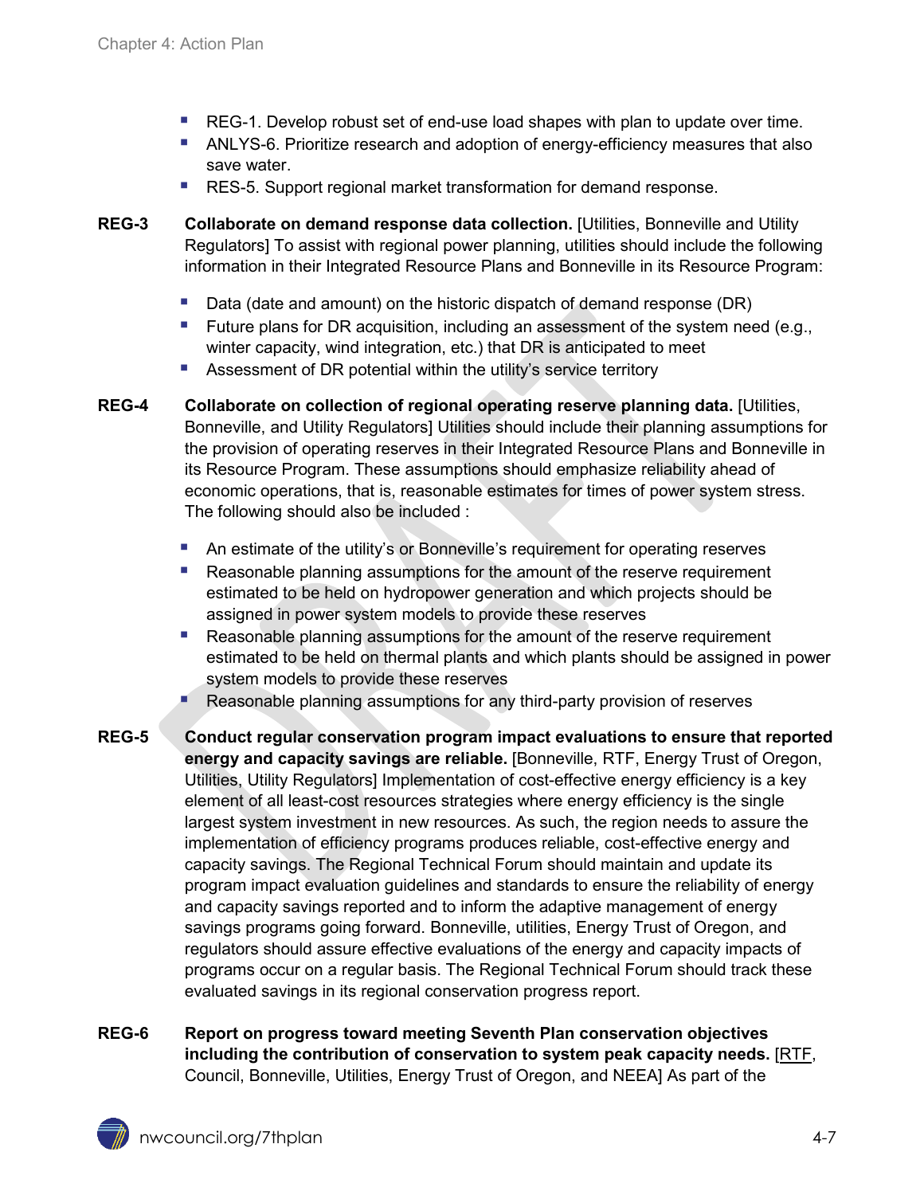- REG-1. Develop robust set of end-use load shapes with plan to update over time.
- ANLYS-6. Prioritize research and adoption of energy-efficiency measures that also save water.
- RES-5. Support regional market transformation for demand response.

**REG-3** **Collaborate on demand response data collection.** [Utilities, Bonneville and Utility Regulators] To assist with regional power planning, utilities should include the following information in their Integrated Resource Plans and Bonneville in its Resource Program:

- Data (date and amount) on the historic dispatch of demand response (DR)
- Future plans for DR acquisition, including an assessment of the system need (e.g., winter capacity, wind integration, etc.) that DR is anticipated to meet
- Assessment of DR potential within the utility's service territory

**REG-4** **Collaborate on collection of regional operating reserve planning data.** [Utilities, Bonneville, and Utility Regulators] Utilities should include their planning assumptions for the provision of operating reserves in their Integrated Resource Plans and Bonneville in its Resource Program. These assumptions should emphasize reliability ahead of economic operations, that is, reasonable estimates for times of power system stress. The following should also be included :

- An estimate of the utility's or Bonneville's requirement for operating reserves
- Reasonable planning assumptions for the amount of the reserve requirement estimated to be held on hydropower generation and which projects should be assigned in power system models to provide these reserves
- Reasonable planning assumptions for the amount of the reserve requirement estimated to be held on thermal plants and which plants should be assigned in power system models to provide these reserves
- Reasonable planning assumptions for any third-party provision of reserves

**REG-5** **Conduct regular conservation program impact evaluations to ensure that reported energy and capacity savings are reliable.** [Bonneville, RTF, Energy Trust of Oregon, Utilities, Utility Regulators] Implementation of cost-effective energy efficiency is a key element of all least-cost resources strategies where energy efficiency is the single largest system investment in new resources. As such, the region needs to assure the implementation of efficiency programs produces reliable, cost-effective energy and capacity savings. The Regional Technical Forum should maintain and update its program impact evaluation guidelines and standards to ensure the reliability of energy and capacity savings reported and to inform the adaptive management of energy savings programs going forward. Bonneville, utilities, Energy Trust of Oregon, and regulators should assure effective evaluations of the energy and capacity impacts of programs occur on a regular basis. The Regional Technical Forum should track these evaluated savings in its regional conservation progress report.

**REG-6** **Report on progress toward meeting Seventh Plan conservation objectives including the contribution of conservation to system peak capacity needs.** [RTF, Council, Bonneville, Utilities, Energy Trust of Oregon, and NEEA] As part of the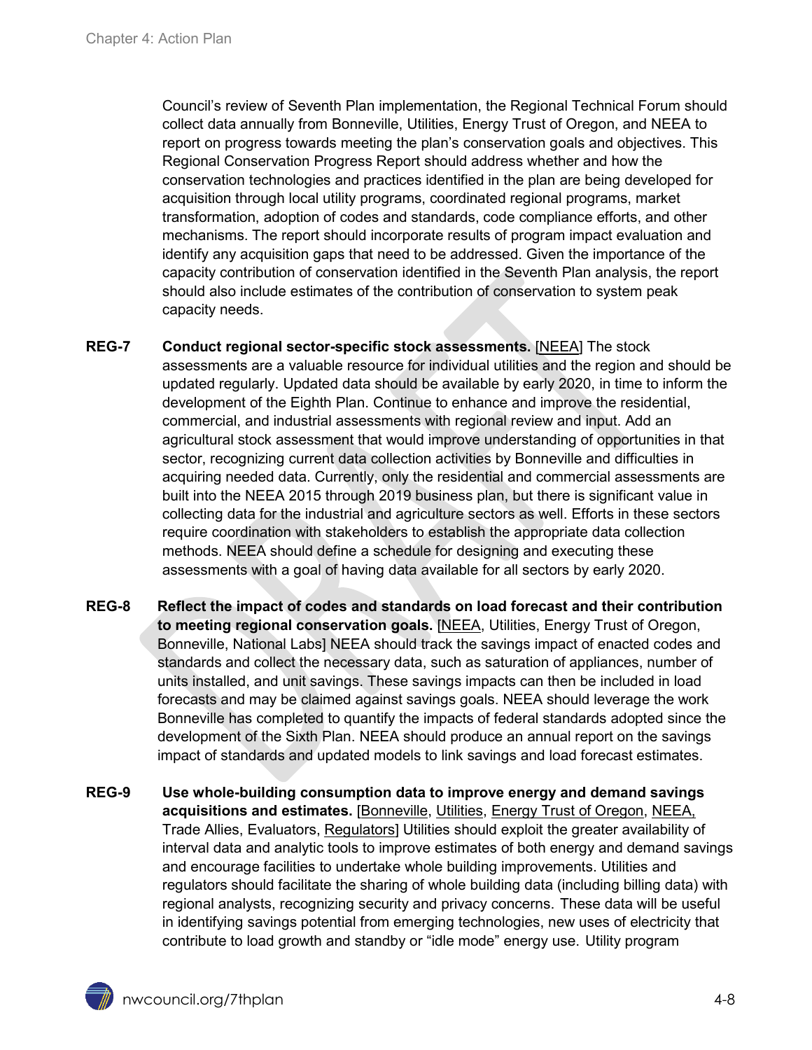Council's review of Seventh Plan implementation, the Regional Technical Forum should collect data annually from Bonneville, Utilities, Energy Trust of Oregon, and NEEA to report on progress towards meeting the plan's conservation goals and objectives. This Regional Conservation Progress Report should address whether and how the conservation technologies and practices identified in the plan are being developed for acquisition through local utility programs, coordinated regional programs, market transformation, adoption of codes and standards, code compliance efforts, and other mechanisms. The report should incorporate results of program impact evaluation and identify any acquisition gaps that need to be addressed. Given the importance of the capacity contribution of conservation identified in the Seventh Plan analysis, the report should also include estimates of the contribution of conservation to system peak capacity needs.

**REG-7** **Conduct regional sector-specific stock assessments.** [NEEA] The stock assessments are a valuable resource for individual utilities and the region and should be updated regularly. Updated data should be available by early 2020, in time to inform the development of the Eighth Plan. Continue to enhance and improve the residential, commercial, and industrial assessments with regional review and input. Add an agricultural stock assessment that would improve understanding of opportunities in that sector, recognizing current data collection activities by Bonneville and difficulties in acquiring needed data. Currently, only the residential and commercial assessments are built into the NEEA 2015 through 2019 business plan, but there is significant value in collecting data for the industrial and agriculture sectors as well. Efforts in these sectors require coordination with stakeholders to establish the appropriate data collection methods. NEEA should define a schedule for designing and executing these assessments with a goal of having data available for all sectors by early 2020.

**REG-8** **Reflect the impact of codes and standards on load forecast and their contribution to meeting regional conservation goals.** [NEEA, Utilities, Energy Trust of Oregon, Bonneville, National Labs] NEEA should track the savings impact of enacted codes and standards and collect the necessary data, such as saturation of appliances, number of units installed, and unit savings. These savings impacts can then be included in load forecasts and may be claimed against savings goals. NEEA should leverage the work Bonneville has completed to quantify the impacts of federal standards adopted since the development of the Sixth Plan. NEEA should produce an annual report on the savings impact of standards and updated models to link savings and load forecast estimates.

**REG-9** **Use whole-building consumption data to improve energy and demand savings acquisitions and estimates.** [Bonneville, Utilities, Energy Trust of Oregon, NEEA, Trade Allies, Evaluators, Regulators] Utilities should exploit the greater availability of interval data and analytic tools to improve estimates of both energy and demand savings and encourage facilities to undertake whole building improvements. Utilities and regulators should facilitate the sharing of whole building data (including billing data) with regional analysts, recognizing security and privacy concerns. These data will be useful in identifying savings potential from emerging technologies, new uses of electricity that contribute to load growth and standby or "idle mode" energy use. Utility program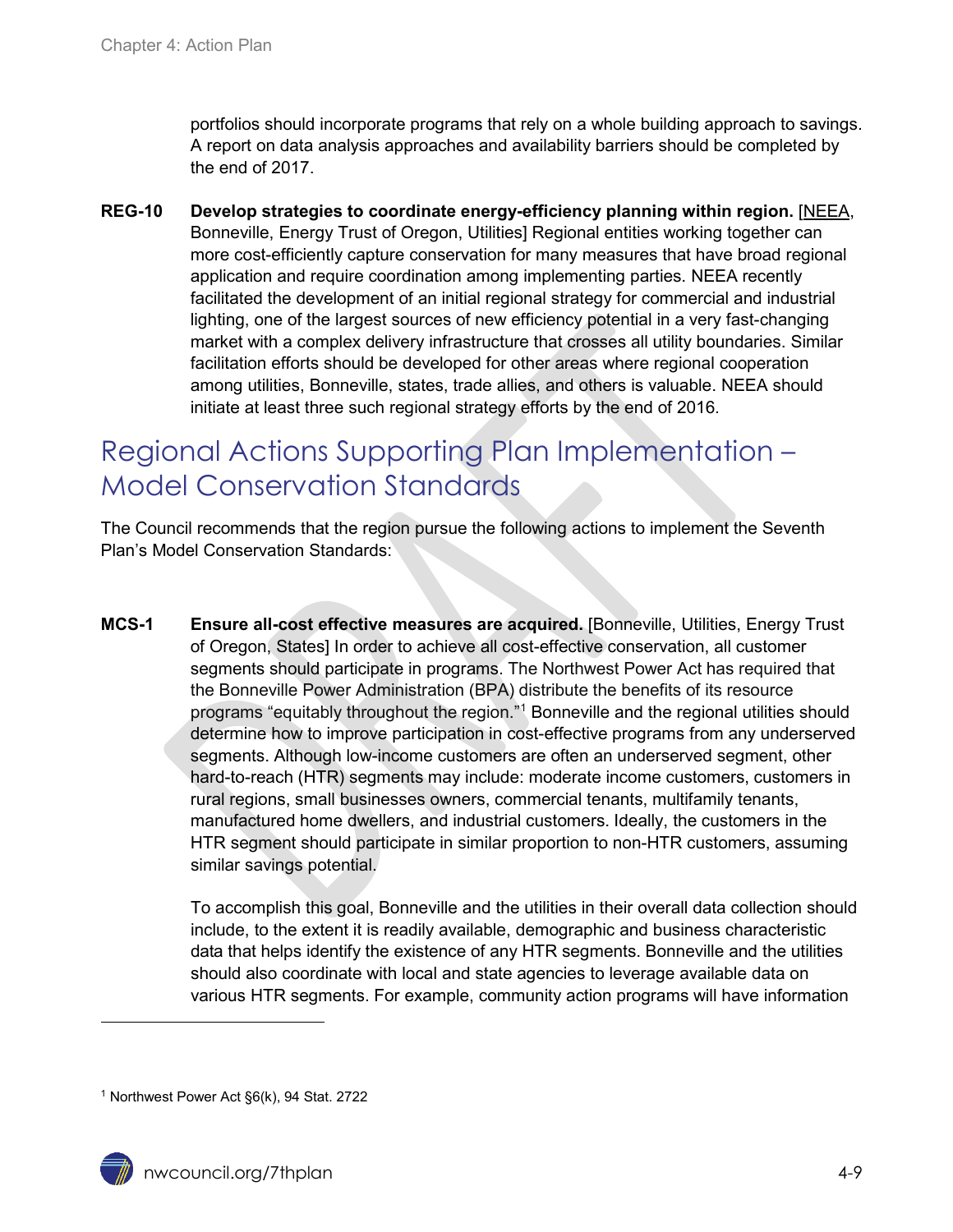portfolios should incorporate programs that rely on a whole building approach to savings. A report on data analysis approaches and availability barriers should be completed by the end of 2017.

**REG-10** **Develop strategies to coordinate energy-efficiency planning within region.** [NEEA, Bonneville, Energy Trust of Oregon, Utilities] Regional entities working together can more cost-efficiently capture conservation for many measures that have broad regional application and require coordination among implementing parties. NEEA recently facilitated the development of an initial regional strategy for commercial and industrial lighting, one of the largest sources of new efficiency potential in a very fast-changing market with a complex delivery infrastructure that crosses all utility boundaries. Similar facilitation efforts should be developed for other areas where regional cooperation among utilities, Bonneville, states, trade allies, and others is valuable. NEEA should initiate at least three such regional strategy efforts by the end of 2016.

## Regional Actions Supporting Plan Implementation – Model Conservation Standards

The Council recommends that the region pursue the following actions to implement the Seventh Plan's Model Conservation Standards:

**MCS-1** **Ensure all-cost effective measures are acquired.** [Bonneville, Utilities, Energy Trust of Oregon, States] In order to achieve all cost-effective conservation, all customer segments should participate in programs. The Northwest Power Act has required that the Bonneville Power Administration (BPA) distribute the benefits of its resource programs "equitably throughout the region."[1] Bonneville and the regional utilities should determine how to improve participation in cost-effective programs from any underserved segments. Although low-income customers are often an underserved segment, other hard-to-reach (HTR) segments may include: moderate income customers, customers in rural regions, small businesses owners, commercial tenants, multifamily tenants, manufactured home dwellers, and industrial customers. Ideally, the customers in the HTR segment should participate in similar proportion to non-HTR customers, assuming similar savings potential.

To accomplish this goal, Bonneville and the utilities in their overall data collection should include, to the extent it is readily available, demographic and business characteristic data that helps identify the existence of any HTR segments. Bonneville and the utilities should also coordinate with local and state agencies to leverage available data on various HTR segments. For example, community action programs will have information

[1] Northwest Power Act §6(k), 94 Stat. 2722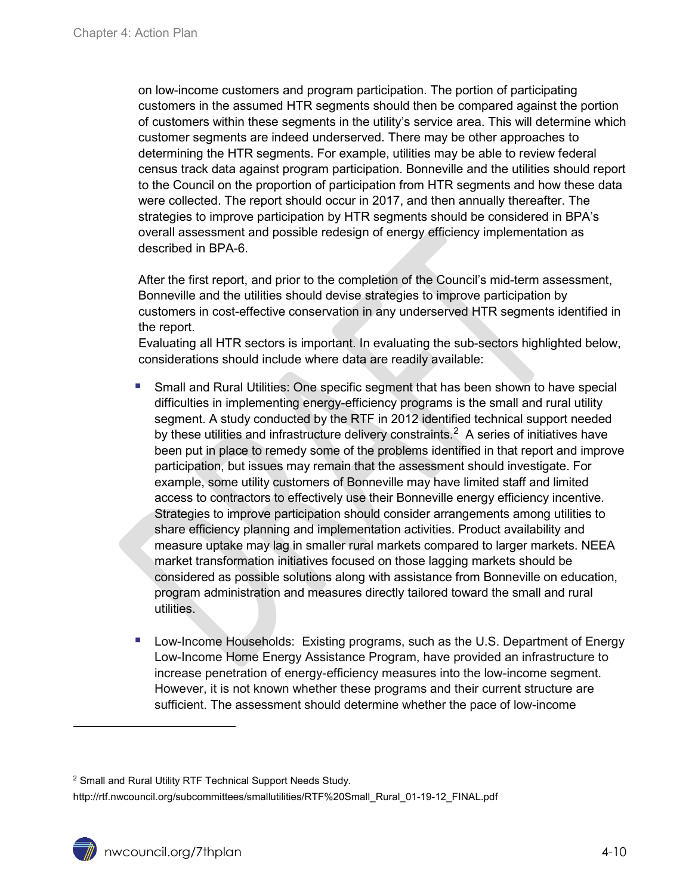on low-income customers and program participation. The portion of participating customers in the assumed HTR segments should then be compared against the portion of customers within these segments in the utility's service area. This will determine which customer segments are indeed underserved. There may be other approaches to determining the HTR segments. For example, utilities may be able to review federal census track data against program participation. Bonneville and the utilities should report to the Council on the proportion of participation from HTR segments and how these data were collected. The report should occur in 2017, and then annually thereafter. The strategies to improve participation by HTR segments should be considered in BPA's overall assessment and possible redesign of energy efficiency implementation as described in BPA-6.

After the first report, and prior to the completion of the Council's mid-term assessment, Bonneville and the utilities should devise strategies to improve participation by customers in cost-effective conservation in any underserved HTR segments identified in the report.
Evaluating all HTR sectors is important. In evaluating the sub-sectors highlighted below, considerations should include where data are readily available:

- Small and Rural Utilities: One specific segment that has been shown to have special difficulties in implementing energy-efficiency programs is the small and rural utility segment. A study conducted by the RTF in 2012 identified technical support needed by these utilities and infrastructure delivery constraints.[2] A series of initiatives have been put in place to remedy some of the problems identified in that report and improve participation, but issues may remain that the assessment should investigate. For example, some utility customers of Bonneville may have limited staff and limited access to contractors to effectively use their Bonneville energy efficiency incentive. Strategies to improve participation should consider arrangements among utilities to share efficiency planning and implementation activities. Product availability and measure uptake may lag in smaller rural markets compared to larger markets. NEEA market transformation initiatives focused on those lagging markets should be considered as possible solutions along with assistance from Bonneville on education, program administration and measures directly tailored toward the small and rural utilities.

- Low-Income Households: Existing programs, such as the U.S. Department of Energy Low-Income Home Energy Assistance Program, have provided an infrastructure to increase penetration of energy-efficiency measures into the low-income segment. However, it is not known whether these programs and their current structure are sufficient. The assessment should determine whether the pace of low-income

---

[2] Small and Rural Utility RTF Technical Support Needs Study.
http://rtf.nwcouncil.org/subcommittees/smallutilities/RTF%20Small_Rural_01-19-12_FINAL.pdf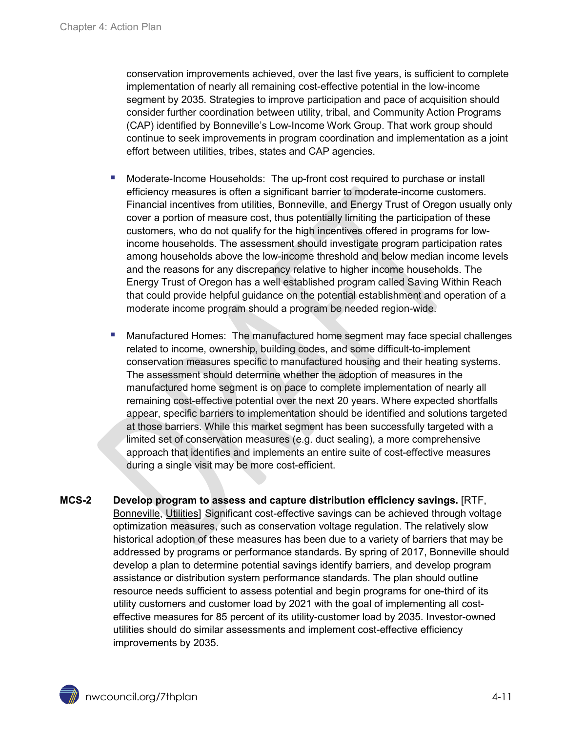conservation improvements achieved, over the last five years, is sufficient to complete implementation of nearly all remaining cost-effective potential in the low-income segment by 2035. Strategies to improve participation and pace of acquisition should consider further coordination between utility, tribal, and Community Action Programs (CAP) identified by Bonneville's Low-Income Work Group. That work group should continue to seek improvements in program coordination and implementation as a joint effort between utilities, tribes, states and CAP agencies.

- Moderate-Income Households: The up-front cost required to purchase or install efficiency measures is often a significant barrier to moderate-income customers. Financial incentives from utilities, Bonneville, and Energy Trust of Oregon usually only cover a portion of measure cost, thus potentially limiting the participation of these customers, who do not qualify for the high incentives offered in programs for low-income households. The assessment should investigate program participation rates among households above the low-income threshold and below median income levels and the reasons for any discrepancy relative to higher income households. The Energy Trust of Oregon has a well established program called Saving Within Reach that could provide helpful guidance on the potential establishment and operation of a moderate income program should a program be needed region-wide.

- Manufactured Homes: The manufactured home segment may face special challenges related to income, ownership, building codes, and some difficult-to-implement conservation measures specific to manufactured housing and their heating systems. The assessment should determine whether the adoption of measures in the manufactured home segment is on pace to complete implementation of nearly all remaining cost-effective potential over the next 20 years. Where expected shortfalls appear, specific barriers to implementation should be identified and solutions targeted at those barriers. While this market segment has been successfully targeted with a limited set of conservation measures (e.g. duct sealing), a more comprehensive approach that identifies and implements an entire suite of cost-effective measures during a single visit may be more cost-efficient.

**MCS-2** **Develop program to assess and capture distribution efficiency savings.** [RTF, Bonneville, Utilities] Significant cost-effective savings can be achieved through voltage optimization measures, such as conservation voltage regulation. The relatively slow historical adoption of these measures has been due to a variety of barriers that may be addressed by programs or performance standards. By spring of 2017, Bonneville should develop a plan to determine potential savings identify barriers, and develop program assistance or distribution system performance standards. The plan should outline resource needs sufficient to assess potential and begin programs for one-third of its utility customers and customer load by 2021 with the goal of implementing all cost-effective measures for 85 percent of its utility-customer load by 2035. Investor-owned utilities should do similar assessments and implement cost-effective efficiency improvements by 2035.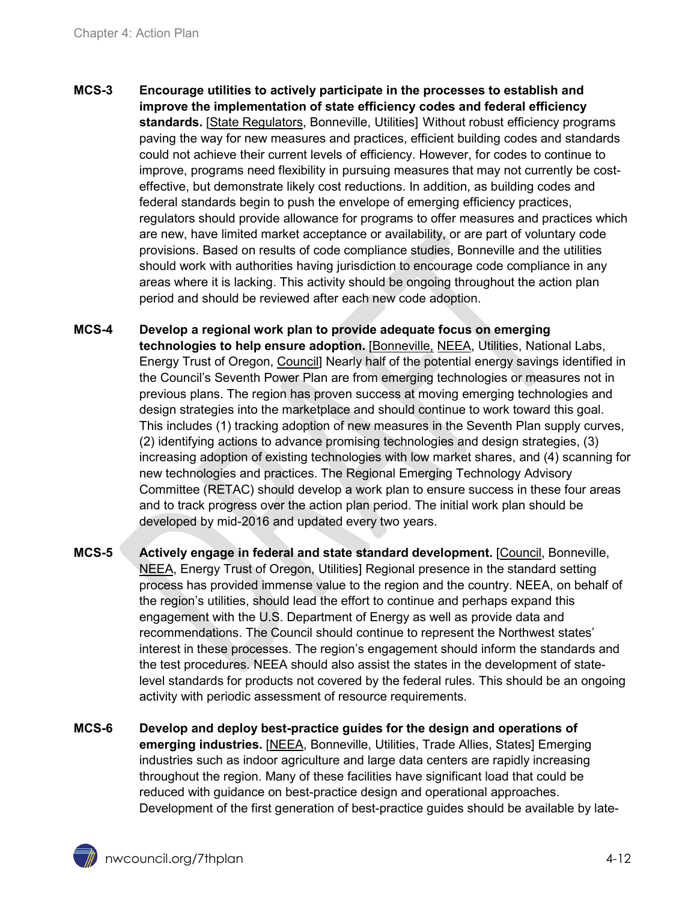**MCS-3** **Encourage utilities to actively participate in the processes to establish and improve the implementation of state efficiency codes and federal efficiency standards.** [State Regulators, Bonneville, Utilities] Without robust efficiency programs paving the way for new measures and practices, efficient building codes and standards could not achieve their current levels of efficiency. However, for codes to continue to improve, programs need flexibility in pursuing measures that may not currently be cost-effective, but demonstrate likely cost reductions. In addition, as building codes and federal standards begin to push the envelope of emerging efficiency practices, regulators should provide allowance for programs to offer measures and practices which are new, have limited market acceptance or availability, or are part of voluntary code provisions. Based on results of code compliance studies, Bonneville and the utilities should work with authorities having jurisdiction to encourage code compliance in any areas where it is lacking. This activity should be ongoing throughout the action plan period and should be reviewed after each new code adoption.

**MCS-4** **Develop a regional work plan to provide adequate focus on emerging technologies to help ensure adoption.** [Bonneville, NEEA, Utilities, National Labs, Energy Trust of Oregon, Council] Nearly half of the potential energy savings identified in the Council's Seventh Power Plan are from emerging technologies or measures not in previous plans. The region has proven success at moving emerging technologies and design strategies into the marketplace and should continue to work toward this goal. This includes (1) tracking adoption of new measures in the Seventh Plan supply curves, (2) identifying actions to advance promising technologies and design strategies, (3) increasing adoption of existing technologies with low market shares, and (4) scanning for new technologies and practices. The Regional Emerging Technology Advisory Committee (RETAC) should develop a work plan to ensure success in these four areas and to track progress over the action plan period. The initial work plan should be developed by mid-2016 and updated every two years.

**MCS-5** **Actively engage in federal and state standard development.** [Council, Bonneville, NEEA, Energy Trust of Oregon, Utilities] Regional presence in the standard setting process has provided immense value to the region and the country. NEEA, on behalf of the region's utilities, should lead the effort to continue and perhaps expand this engagement with the U.S. Department of Energy as well as provide data and recommendations. The Council should continue to represent the Northwest states' interest in these processes. The region's engagement should inform the standards and the test procedures. NEEA should also assist the states in the development of state-level standards for products not covered by the federal rules. This should be an ongoing activity with periodic assessment of resource requirements.

**MCS-6** **Develop and deploy best-practice guides for the design and operations of emerging industries.** [NEEA, Bonneville, Utilities, Trade Allies, States] Emerging industries such as indoor agriculture and large data centers are rapidly increasing throughout the region. Many of these facilities have significant load that could be reduced with guidance on best-practice design and operational approaches. Development of the first generation of best-practice guides should be available by late-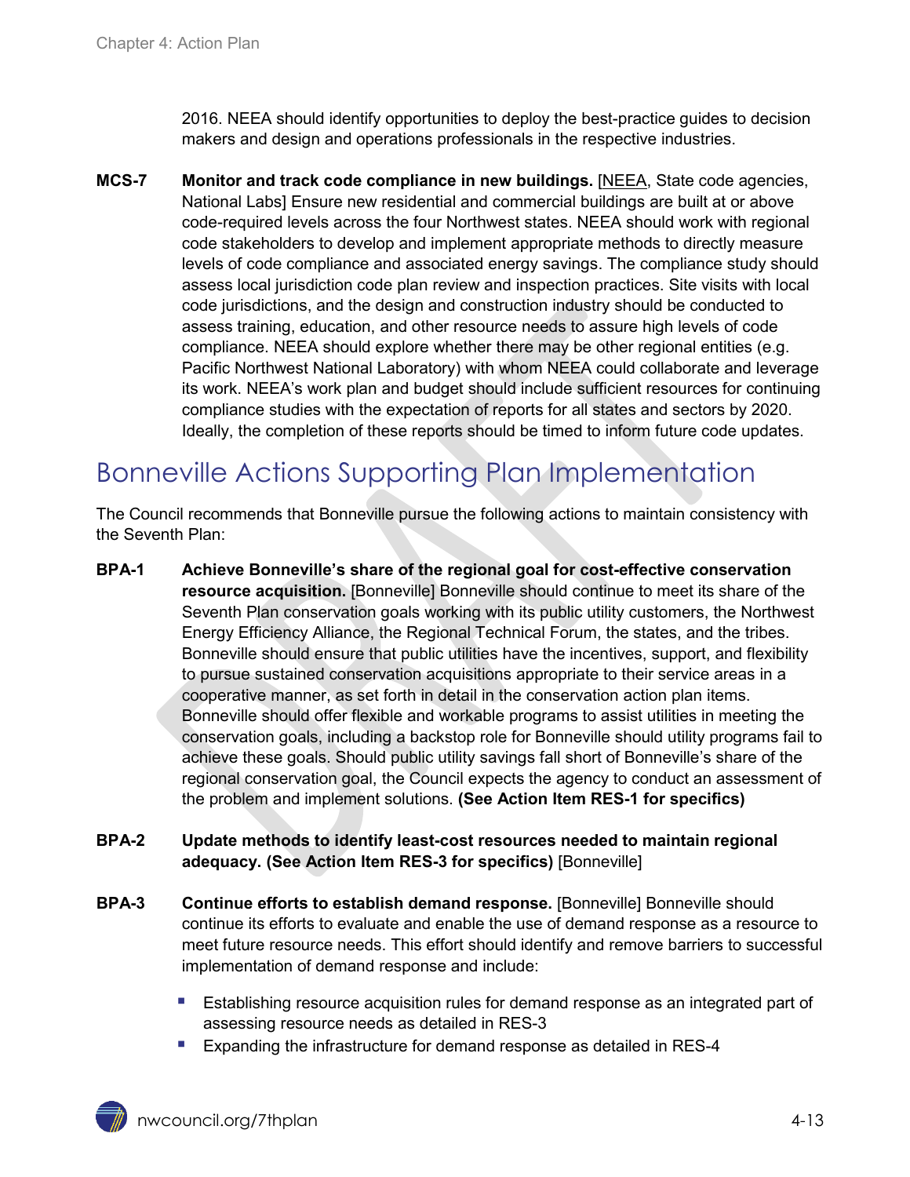2016. NEEA should identify opportunities to deploy the best-practice guides to decision makers and design and operations professionals in the respective industries.

**MCS-7** **Monitor and track code compliance in new buildings.** [NEEA, State code agencies, National Labs] Ensure new residential and commercial buildings are built at or above code-required levels across the four Northwest states. NEEA should work with regional code stakeholders to develop and implement appropriate methods to directly measure levels of code compliance and associated energy savings. The compliance study should assess local jurisdiction code plan review and inspection practices. Site visits with local code jurisdictions, and the design and construction industry should be conducted to assess training, education, and other resource needs to assure high levels of code compliance. NEEA should explore whether there may be other regional entities (e.g. Pacific Northwest National Laboratory) with whom NEEA could collaborate and leverage its work. NEEA's work plan and budget should include sufficient resources for continuing compliance studies with the expectation of reports for all states and sectors by 2020. Ideally, the completion of these reports should be timed to inform future code updates.

# Bonneville Actions Supporting Plan Implementation

The Council recommends that Bonneville pursue the following actions to maintain consistency with the Seventh Plan:

**BPA-1** **Achieve Bonneville's share of the regional goal for cost-effective conservation resource acquisition.** [Bonneville] Bonneville should continue to meet its share of the Seventh Plan conservation goals working with its public utility customers, the Northwest Energy Efficiency Alliance, the Regional Technical Forum, the states, and the tribes. Bonneville should ensure that public utilities have the incentives, support, and flexibility to pursue sustained conservation acquisitions appropriate to their service areas in a cooperative manner, as set forth in detail in the conservation action plan items. Bonneville should offer flexible and workable programs to assist utilities in meeting the conservation goals, including a backstop role for Bonneville should utility programs fail to achieve these goals. Should public utility savings fall short of Bonneville's share of the regional conservation goal, the Council expects the agency to conduct an assessment of the problem and implement solutions. **(See Action Item RES-1 for specifics)**

**BPA-2** **Update methods to identify least-cost resources needed to maintain regional adequacy. (See Action Item RES-3 for specifics)** [Bonneville]

**BPA-3** **Continue efforts to establish demand response.** [Bonneville] Bonneville should continue its efforts to evaluate and enable the use of demand response as a resource to meet future resource needs. This effort should identify and remove barriers to successful implementation of demand response and include:

- Establishing resource acquisition rules for demand response as an integrated part of assessing resource needs as detailed in RES-3
- Expanding the infrastructure for demand response as detailed in RES-4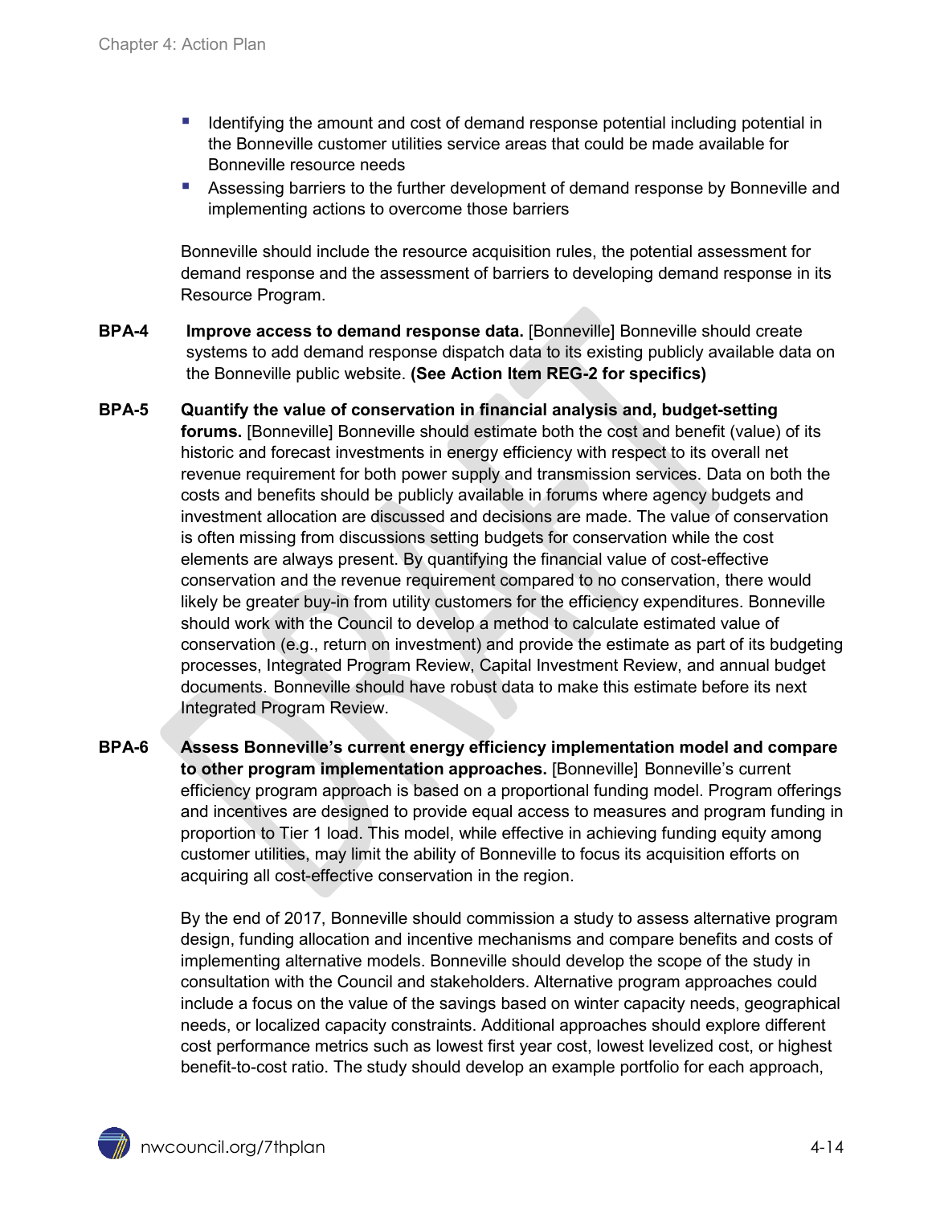- Identifying the amount and cost of demand response potential including potential in the Bonneville customer utilities service areas that could be made available for Bonneville resource needs
- Assessing barriers to the further development of demand response by Bonneville and implementing actions to overcome those barriers

Bonneville should include the resource acquisition rules, the potential assessment for demand response and the assessment of barriers to developing demand response in its Resource Program.

**BPA-4** **Improve access to demand response data.** [Bonneville] Bonneville should create systems to add demand response dispatch data to its existing publicly available data on the Bonneville public website. **(See Action Item REG-2 for specifics)**

**BPA-5** **Quantify the value of conservation in financial analysis and, budget-setting forums.** [Bonneville] Bonneville should estimate both the cost and benefit (value) of its historic and forecast investments in energy efficiency with respect to its overall net revenue requirement for both power supply and transmission services. Data on both the costs and benefits should be publicly available in forums where agency budgets and investment allocation are discussed and decisions are made. The value of conservation is often missing from discussions setting budgets for conservation while the cost elements are always present. By quantifying the financial value of cost-effective conservation and the revenue requirement compared to no conservation, there would likely be greater buy-in from utility customers for the efficiency expenditures. Bonneville should work with the Council to develop a method to calculate estimated value of conservation (e.g., return on investment) and provide the estimate as part of its budgeting processes, Integrated Program Review, Capital Investment Review, and annual budget documents. Bonneville should have robust data to make this estimate before its next Integrated Program Review.

**BPA-6** **Assess Bonneville's current energy efficiency implementation model and compare to other program implementation approaches.** [Bonneville] Bonneville's current efficiency program approach is based on a proportional funding model. Program offerings and incentives are designed to provide equal access to measures and program funding in proportion to Tier 1 load. This model, while effective in achieving funding equity among customer utilities, may limit the ability of Bonneville to focus its acquisition efforts on acquiring all cost-effective conservation in the region.

By the end of 2017, Bonneville should commission a study to assess alternative program design, funding allocation and incentive mechanisms and compare benefits and costs of implementing alternative models. Bonneville should develop the scope of the study in consultation with the Council and stakeholders. Alternative program approaches could include a focus on the value of the savings based on winter capacity needs, geographical needs, or localized capacity constraints. Additional approaches should explore different cost performance metrics such as lowest first year cost, lowest levelized cost, or highest benefit-to-cost ratio. The study should develop an example portfolio for each approach,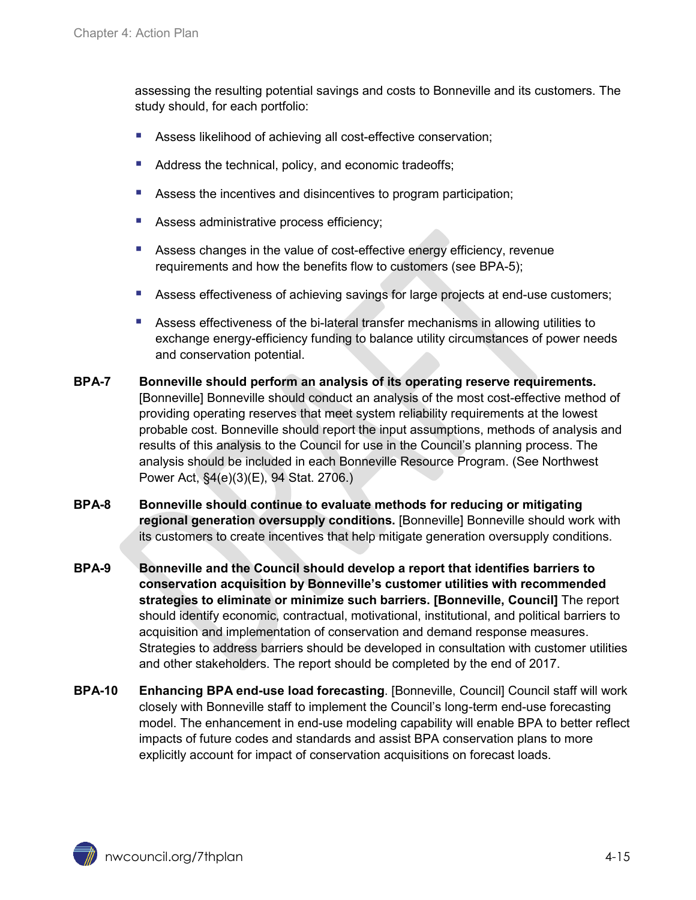assessing the resulting potential savings and costs to Bonneville and its customers. The study should, for each portfolio:

- Assess likelihood of achieving all cost-effective conservation;
- Address the technical, policy, and economic tradeoffs;
- Assess the incentives and disincentives to program participation;
- Assess administrative process efficiency;
- Assess changes in the value of cost-effective energy efficiency, revenue requirements and how the benefits flow to customers (see BPA-5);
- Assess effectiveness of achieving savings for large projects at end-use customers;
- Assess effectiveness of the bi-lateral transfer mechanisms in allowing utilities to exchange energy-efficiency funding to balance utility circumstances of power needs and conservation potential.

**BPA-7** **Bonneville should perform an analysis of its operating reserve requirements.** [Bonneville] Bonneville should conduct an analysis of the most cost-effective method of providing operating reserves that meet system reliability requirements at the lowest probable cost. Bonneville should report the input assumptions, methods of analysis and results of this analysis to the Council for use in the Council's planning process. The analysis should be included in each Bonneville Resource Program. (See Northwest Power Act, §4(e)(3)(E), 94 Stat. 2706.)

**BPA-8** **Bonneville should continue to evaluate methods for reducing or mitigating regional generation oversupply conditions.** [Bonneville] Bonneville should work with its customers to create incentives that help mitigate generation oversupply conditions.

**BPA-9** **Bonneville and the Council should develop a report that identifies barriers to conservation acquisition by Bonneville's customer utilities with recommended strategies to eliminate or minimize such barriers. [Bonneville, Council]** The report should identify economic, contractual, motivational, institutional, and political barriers to acquisition and implementation of conservation and demand response measures. Strategies to address barriers should be developed in consultation with customer utilities and other stakeholders. The report should be completed by the end of 2017.

**BPA-10** **Enhancing BPA end-use load forecasting**. [Bonneville, Council] Council staff will work closely with Bonneville staff to implement the Council's long-term end-use forecasting model. The enhancement in end-use modeling capability will enable BPA to better reflect impacts of future codes and standards and assist BPA conservation plans to more explicitly account for impact of conservation acquisitions on forecast loads.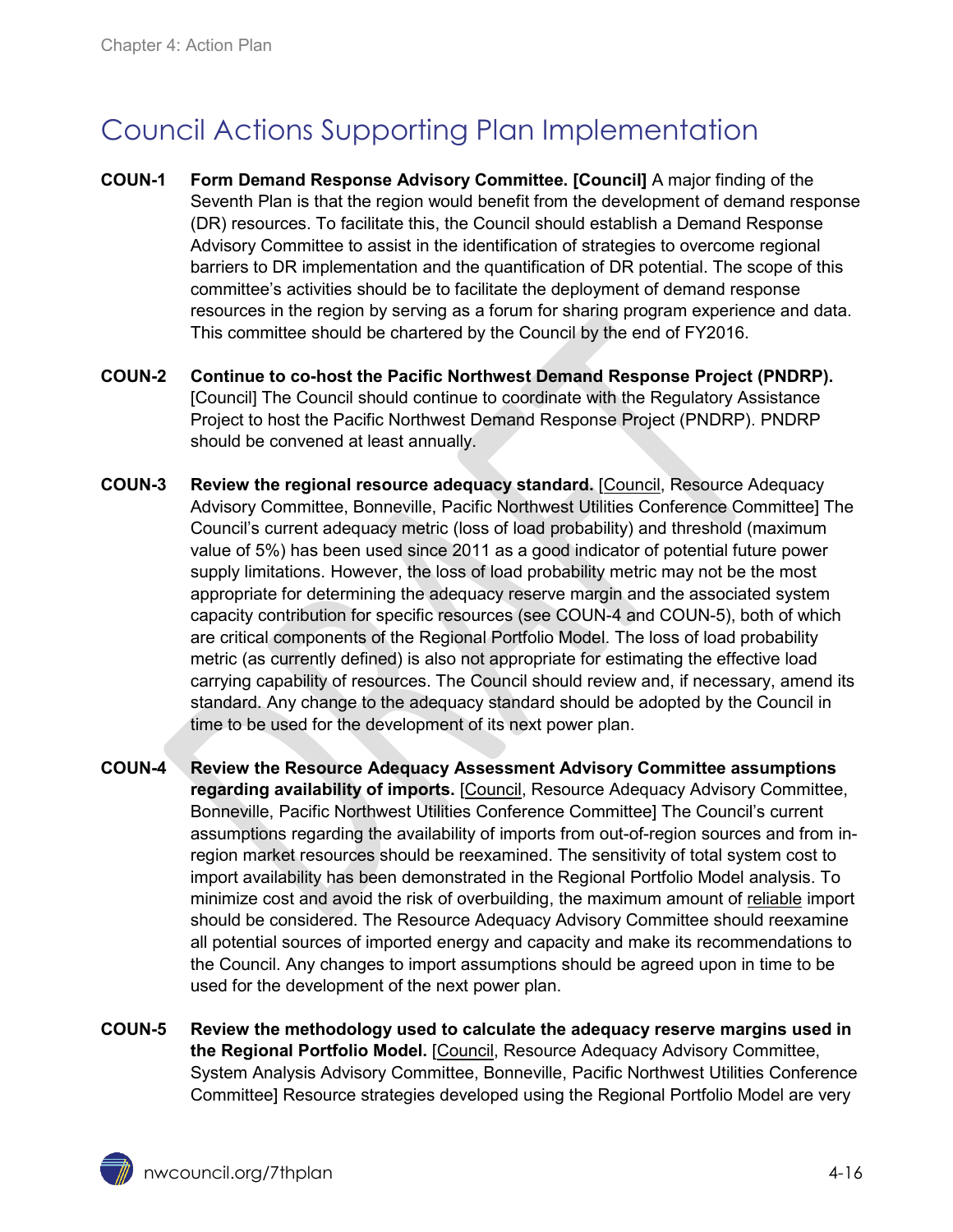# Council Actions Supporting Plan Implementation

**COUN-1** **Form Demand Response Advisory Committee. [Council]** A major finding of the Seventh Plan is that the region would benefit from the development of demand response (DR) resources. To facilitate this, the Council should establish a Demand Response Advisory Committee to assist in the identification of strategies to overcome regional barriers to DR implementation and the quantification of DR potential. The scope of this committee's activities should be to facilitate the deployment of demand response resources in the region by serving as a forum for sharing program experience and data. This committee should be chartered by the Council by the end of FY2016.

**COUN-2** **Continue to co-host the Pacific Northwest Demand Response Project (PNDRP).** [Council] The Council should continue to coordinate with the Regulatory Assistance Project to host the Pacific Northwest Demand Response Project (PNDRP). PNDRP should be convened at least annually.

**COUN-3** **Review the regional resource adequacy standard.** [Council, Resource Adequacy Advisory Committee, Bonneville, Pacific Northwest Utilities Conference Committee] The Council's current adequacy metric (loss of load probability) and threshold (maximum value of 5%) has been used since 2011 as a good indicator of potential future power supply limitations. However, the loss of load probability metric may not be the most appropriate for determining the adequacy reserve margin and the associated system capacity contribution for specific resources (see COUN-4 and COUN-5), both of which are critical components of the Regional Portfolio Model. The loss of load probability metric (as currently defined) is also not appropriate for estimating the effective load carrying capability of resources. The Council should review and, if necessary, amend its standard. Any change to the adequacy standard should be adopted by the Council in time to be used for the development of its next power plan.

**COUN-4** **Review the Resource Adequacy Assessment Advisory Committee assumptions regarding availability of imports.** [Council, Resource Adequacy Advisory Committee, Bonneville, Pacific Northwest Utilities Conference Committee] The Council's current assumptions regarding the availability of imports from out-of-region sources and from in-region market resources should be reexamined. The sensitivity of total system cost to import availability has been demonstrated in the Regional Portfolio Model analysis. To minimize cost and avoid the risk of overbuilding, the maximum amount of reliable import should be considered. The Resource Adequacy Advisory Committee should reexamine all potential sources of imported energy and capacity and make its recommendations to the Council. Any changes to import assumptions should be agreed upon in time to be used for the development of the next power plan.

**COUN-5** **Review the methodology used to calculate the adequacy reserve margins used in the Regional Portfolio Model.** [Council, Resource Adequacy Advisory Committee, System Analysis Advisory Committee, Bonneville, Pacific Northwest Utilities Conference Committee] Resource strategies developed using the Regional Portfolio Model are very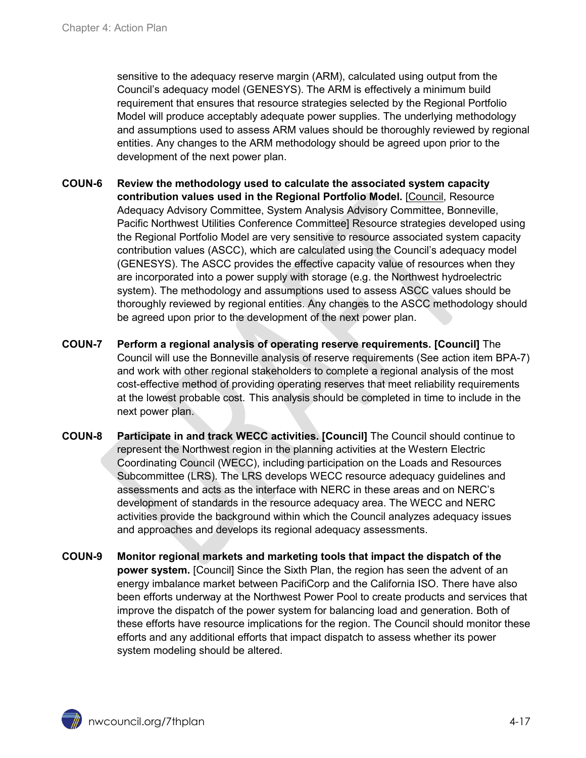sensitive to the adequacy reserve margin (ARM), calculated using output from the Council's adequacy model (GENESYS). The ARM is effectively a minimum build requirement that ensures that resource strategies selected by the Regional Portfolio Model will produce acceptably adequate power supplies. The underlying methodology and assumptions used to assess ARM values should be thoroughly reviewed by regional entities. Any changes to the ARM methodology should be agreed upon prior to the development of the next power plan.

**COUN-6** **Review the methodology used to calculate the associated system capacity contribution values used in the Regional Portfolio Model.** [Council, Resource Adequacy Advisory Committee, System Analysis Advisory Committee, Bonneville, Pacific Northwest Utilities Conference Committee] Resource strategies developed using the Regional Portfolio Model are very sensitive to resource associated system capacity contribution values (ASCC), which are calculated using the Council's adequacy model (GENESYS). The ASCC provides the effective capacity value of resources when they are incorporated into a power supply with storage (e.g. the Northwest hydroelectric system). The methodology and assumptions used to assess ASCC values should be thoroughly reviewed by regional entities. Any changes to the ASCC methodology should be agreed upon prior to the development of the next power plan.

**COUN-7** **Perform a regional analysis of operating reserve requirements. [Council]** The Council will use the Bonneville analysis of reserve requirements (See action item BPA-7) and work with other regional stakeholders to complete a regional analysis of the most cost-effective method of providing operating reserves that meet reliability requirements at the lowest probable cost. This analysis should be completed in time to include in the next power plan.

**COUN-8** **Participate in and track WECC activities. [Council]** The Council should continue to represent the Northwest region in the planning activities at the Western Electric Coordinating Council (WECC), including participation on the Loads and Resources Subcommittee (LRS). The LRS develops WECC resource adequacy guidelines and assessments and acts as the interface with NERC in these areas and on NERC's development of standards in the resource adequacy area. The WECC and NERC activities provide the background within which the Council analyzes adequacy issues and approaches and develops its regional adequacy assessments.

**COUN-9** **Monitor regional markets and marketing tools that impact the dispatch of the power system.** [Council] Since the Sixth Plan, the region has seen the advent of an energy imbalance market between PacifiCorp and the California ISO. There have also been efforts underway at the Northwest Power Pool to create products and services that improve the dispatch of the power system for balancing load and generation. Both of these efforts have resource implications for the region. The Council should monitor these efforts and any additional efforts that impact dispatch to assess whether its power system modeling should be altered.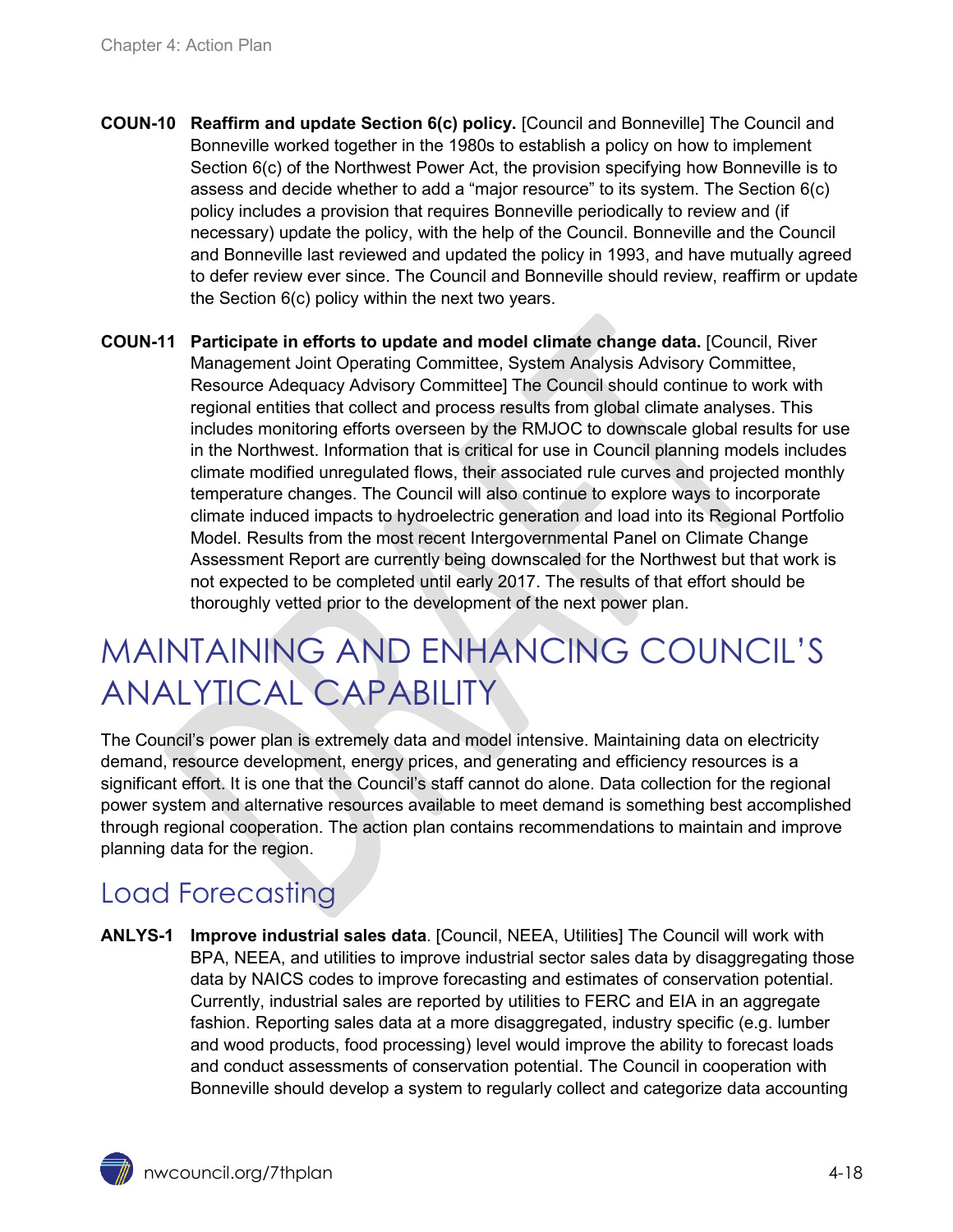**COUN-10 Reaffirm and update Section 6(c) policy.** [Council and Bonneville] The Council and Bonneville worked together in the 1980s to establish a policy on how to implement Section 6(c) of the Northwest Power Act, the provision specifying how Bonneville is to assess and decide whether to add a "major resource" to its system. The Section 6(c) policy includes a provision that requires Bonneville periodically to review and (if necessary) update the policy, with the help of the Council. Bonneville and the Council and Bonneville last reviewed and updated the policy in 1993, and have mutually agreed to defer review ever since. The Council and Bonneville should review, reaffirm or update the Section 6(c) policy within the next two years.

**COUN-11 Participate in efforts to update and model climate change data.** [Council, River Management Joint Operating Committee, System Analysis Advisory Committee, Resource Adequacy Advisory Committee] The Council should continue to work with regional entities that collect and process results from global climate analyses. This includes monitoring efforts overseen by the RMJOC to downscale global results for use in the Northwest. Information that is critical for use in Council planning models includes climate modified unregulated flows, their associated rule curves and projected monthly temperature changes. The Council will also continue to explore ways to incorporate climate induced impacts to hydroelectric generation and load into its Regional Portfolio Model. Results from the most recent Intergovernmental Panel on Climate Change Assessment Report are currently being downscaled for the Northwest but that work is not expected to be completed until early 2017. The results of that effort should be thoroughly vetted prior to the development of the next power plan.

# MAINTAINING AND ENHANCING COUNCIL'S ANALYTICAL CAPABILITY

The Council's power plan is extremely data and model intensive. Maintaining data on electricity demand, resource development, energy prices, and generating and efficiency resources is a significant effort. It is one that the Council's staff cannot do alone. Data collection for the regional power system and alternative resources available to meet demand is something best accomplished through regional cooperation. The action plan contains recommendations to maintain and improve planning data for the region.

## Load Forecasting

**ANLYS-1 Improve industrial sales data**. [Council, NEEA, Utilities] The Council will work with BPA, NEEA, and utilities to improve industrial sector sales data by disaggregating those data by NAICS codes to improve forecasting and estimates of conservation potential. Currently, industrial sales are reported by utilities to FERC and EIA in an aggregate fashion. Reporting sales data at a more disaggregated, industry specific (e.g. lumber and wood products, food processing) level would improve the ability to forecast loads and conduct assessments of conservation potential. The Council in cooperation with Bonneville should develop a system to regularly collect and categorize data accounting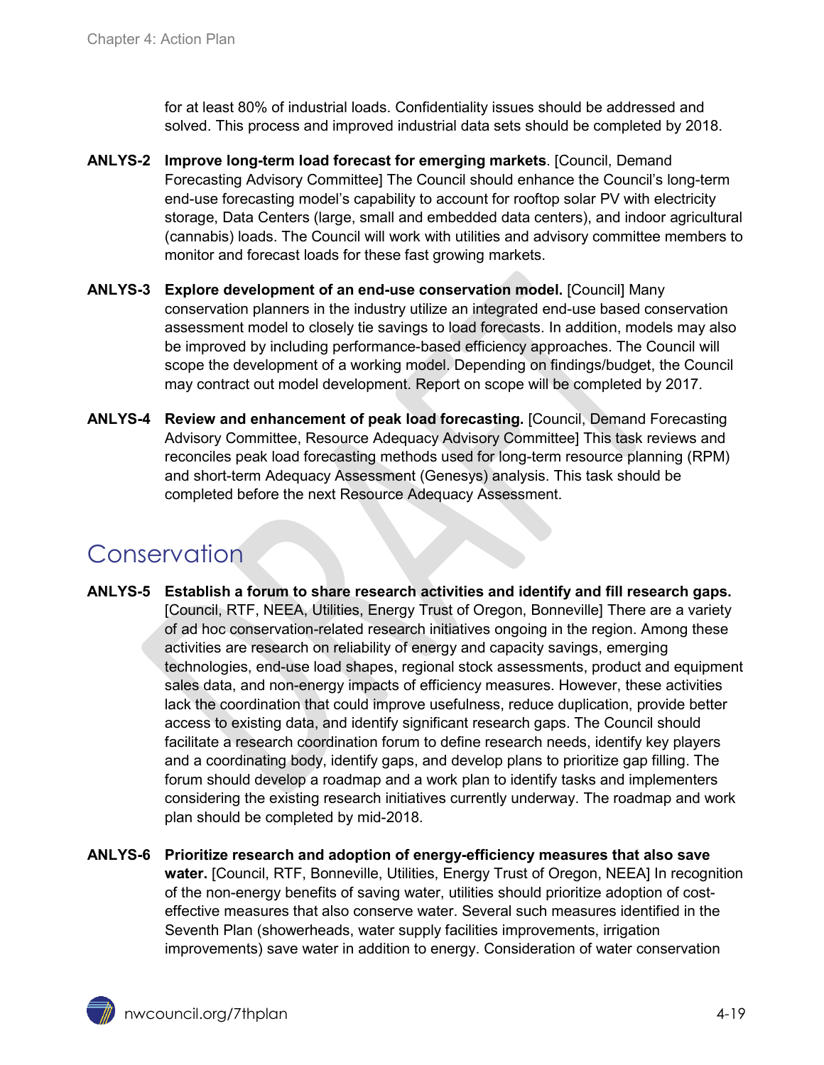for at least 80% of industrial loads. Confidentiality issues should be addressed and solved. This process and improved industrial data sets should be completed by 2018.

**ANLYS-2 Improve long-term load forecast for emerging markets**. [Council, Demand Forecasting Advisory Committee] The Council should enhance the Council's long-term end-use forecasting model's capability to account for rooftop solar PV with electricity storage, Data Centers (large, small and embedded data centers), and indoor agricultural (cannabis) loads. The Council will work with utilities and advisory committee members to monitor and forecast loads for these fast growing markets.

**ANLYS-3 Explore development of an end-use conservation model.** [Council] Many conservation planners in the industry utilize an integrated end-use based conservation assessment model to closely tie savings to load forecasts. In addition, models may also be improved by including performance-based efficiency approaches. The Council will scope the development of a working model. Depending on findings/budget, the Council may contract out model development. Report on scope will be completed by 2017.

**ANLYS-4 Review and enhancement of peak load forecasting.** [Council, Demand Forecasting Advisory Committee, Resource Adequacy Advisory Committee] This task reviews and reconciles peak load forecasting methods used for long-term resource planning (RPM) and short-term Adequacy Assessment (Genesys) analysis. This task should be completed before the next Resource Adequacy Assessment.

## Conservation

**ANLYS-5 Establish a forum to share research activities and identify and fill research gaps.** [Council, RTF, NEEA, Utilities, Energy Trust of Oregon, Bonneville] There are a variety of ad hoc conservation-related research initiatives ongoing in the region. Among these activities are research on reliability of energy and capacity savings, emerging technologies, end-use load shapes, regional stock assessments, product and equipment sales data, and non-energy impacts of efficiency measures. However, these activities lack the coordination that could improve usefulness, reduce duplication, provide better access to existing data, and identify significant research gaps. The Council should facilitate a research coordination forum to define research needs, identify key players and a coordinating body, identify gaps, and develop plans to prioritize gap filling. The forum should develop a roadmap and a work plan to identify tasks and implementers considering the existing research initiatives currently underway. The roadmap and work plan should be completed by mid-2018.

**ANLYS-6 Prioritize research and adoption of energy-efficiency measures that also save water.** [Council, RTF, Bonneville, Utilities, Energy Trust of Oregon, NEEA] In recognition of the non-energy benefits of saving water, utilities should prioritize adoption of cost-effective measures that also conserve water. Several such measures identified in the Seventh Plan (showerheads, water supply facilities improvements, irrigation improvements) save water in addition to energy. Consideration of water conservation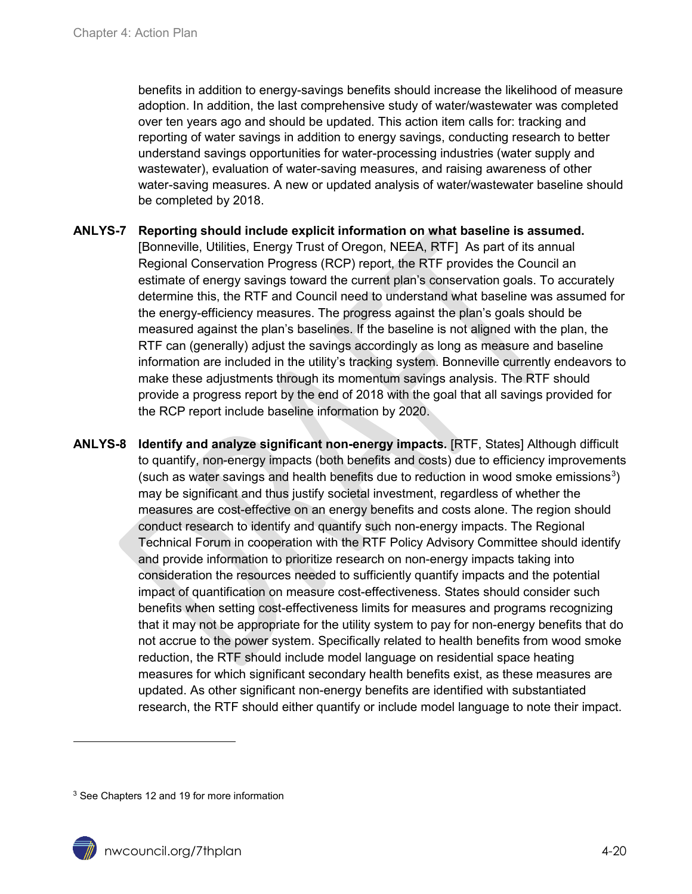benefits in addition to energy-savings benefits should increase the likelihood of measure adoption. In addition, the last comprehensive study of water/wastewater was completed over ten years ago and should be updated. This action item calls for: tracking and reporting of water savings in addition to energy savings, conducting research to better understand savings opportunities for water-processing industries (water supply and wastewater), evaluation of water-saving measures, and raising awareness of other water-saving measures. A new or updated analysis of water/wastewater baseline should be completed by 2018.

**ANLYS-7 Reporting should include explicit information on what baseline is assumed.** [Bonneville, Utilities, Energy Trust of Oregon, NEEA, RTF] As part of its annual Regional Conservation Progress (RCP) report, the RTF provides the Council an estimate of energy savings toward the current plan's conservation goals. To accurately determine this, the RTF and Council need to understand what baseline was assumed for the energy-efficiency measures. The progress against the plan's goals should be measured against the plan's baselines. If the baseline is not aligned with the plan, the RTF can (generally) adjust the savings accordingly as long as measure and baseline information are included in the utility's tracking system. Bonneville currently endeavors to make these adjustments through its momentum savings analysis. The RTF should provide a progress report by the end of 2018 with the goal that all savings provided for the RCP report include baseline information by 2020.

**ANLYS-8 Identify and analyze significant non-energy impacts.** [RTF, States] Although difficult to quantify, non-energy impacts (both benefits and costs) due to efficiency improvements (such as water savings and health benefits due to reduction in wood smoke emissions[3]) may be significant and thus justify societal investment, regardless of whether the measures are cost-effective on an energy benefits and costs alone. The region should conduct research to identify and quantify such non-energy impacts. The Regional Technical Forum in cooperation with the RTF Policy Advisory Committee should identify and provide information to prioritize research on non-energy impacts taking into consideration the resources needed to sufficiently quantify impacts and the potential impact of quantification on measure cost-effectiveness. States should consider such benefits when setting cost-effectiveness limits for measures and programs recognizing that it may not be appropriate for the utility system to pay for non-energy benefits that do not accrue to the power system. Specifically related to health benefits from wood smoke reduction, the RTF should include model language on residential space heating measures for which significant secondary health benefits exist, as these measures are updated. As other significant non-energy benefits are identified with substantiated research, the RTF should either quantify or include model language to note their impact.

---

[3] See Chapters 12 and 19 for more information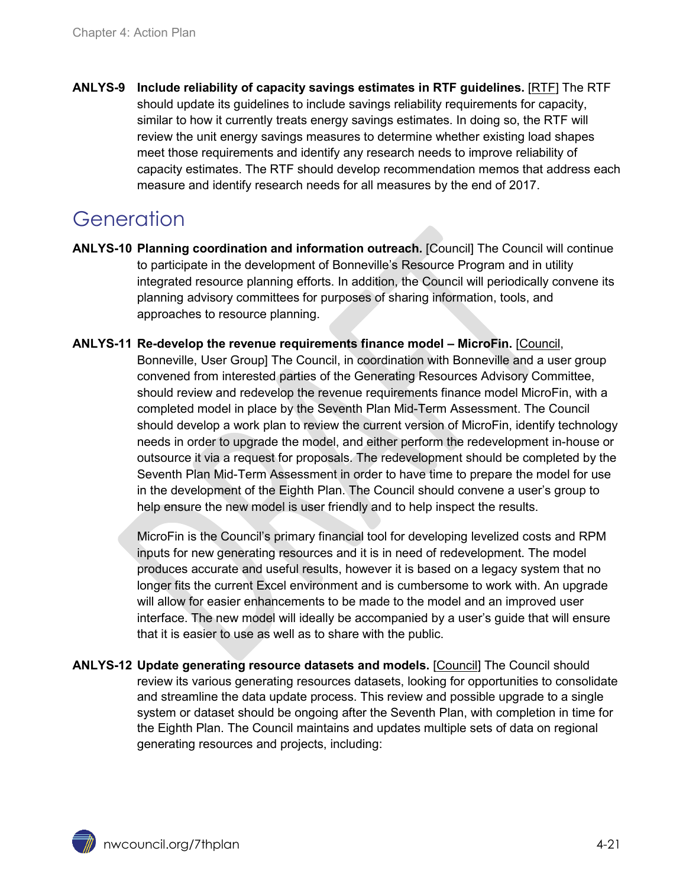**ANLYS-9 Include reliability of capacity savings estimates in RTF guidelines.** [RTF] The RTF should update its guidelines to include savings reliability requirements for capacity, similar to how it currently treats energy savings estimates. In doing so, the RTF will review the unit energy savings measures to determine whether existing load shapes meet those requirements and identify any research needs to improve reliability of capacity estimates. The RTF should develop recommendation memos that address each measure and identify research needs for all measures by the end of 2017.

## Generation

**ANLYS-10 Planning coordination and information outreach.** [Council] The Council will continue to participate in the development of Bonneville's Resource Program and in utility integrated resource planning efforts. In addition, the Council will periodically convene its planning advisory committees for purposes of sharing information, tools, and approaches to resource planning.

**ANLYS-11 Re-develop the revenue requirements finance model – MicroFin.** [Council, Bonneville, User Group] The Council, in coordination with Bonneville and a user group convened from interested parties of the Generating Resources Advisory Committee, should review and redevelop the revenue requirements finance model MicroFin, with a completed model in place by the Seventh Plan Mid-Term Assessment. The Council should develop a work plan to review the current version of MicroFin, identify technology needs in order to upgrade the model, and either perform the redevelopment in-house or outsource it via a request for proposals. The redevelopment should be completed by the Seventh Plan Mid-Term Assessment in order to have time to prepare the model for use in the development of the Eighth Plan. The Council should convene a user's group to help ensure the new model is user friendly and to help inspect the results.

MicroFin is the Council's primary financial tool for developing levelized costs and RPM inputs for new generating resources and it is in need of redevelopment. The model produces accurate and useful results, however it is based on a legacy system that no longer fits the current Excel environment and is cumbersome to work with. An upgrade will allow for easier enhancements to be made to the model and an improved user interface. The new model will ideally be accompanied by a user's guide that will ensure that it is easier to use as well as to share with the public.

**ANLYS-12 Update generating resource datasets and models.** [Council] The Council should review its various generating resources datasets, looking for opportunities to consolidate and streamline the data update process. This review and possible upgrade to a single system or dataset should be ongoing after the Seventh Plan, with completion in time for the Eighth Plan. The Council maintains and updates multiple sets of data on regional generating resources and projects, including: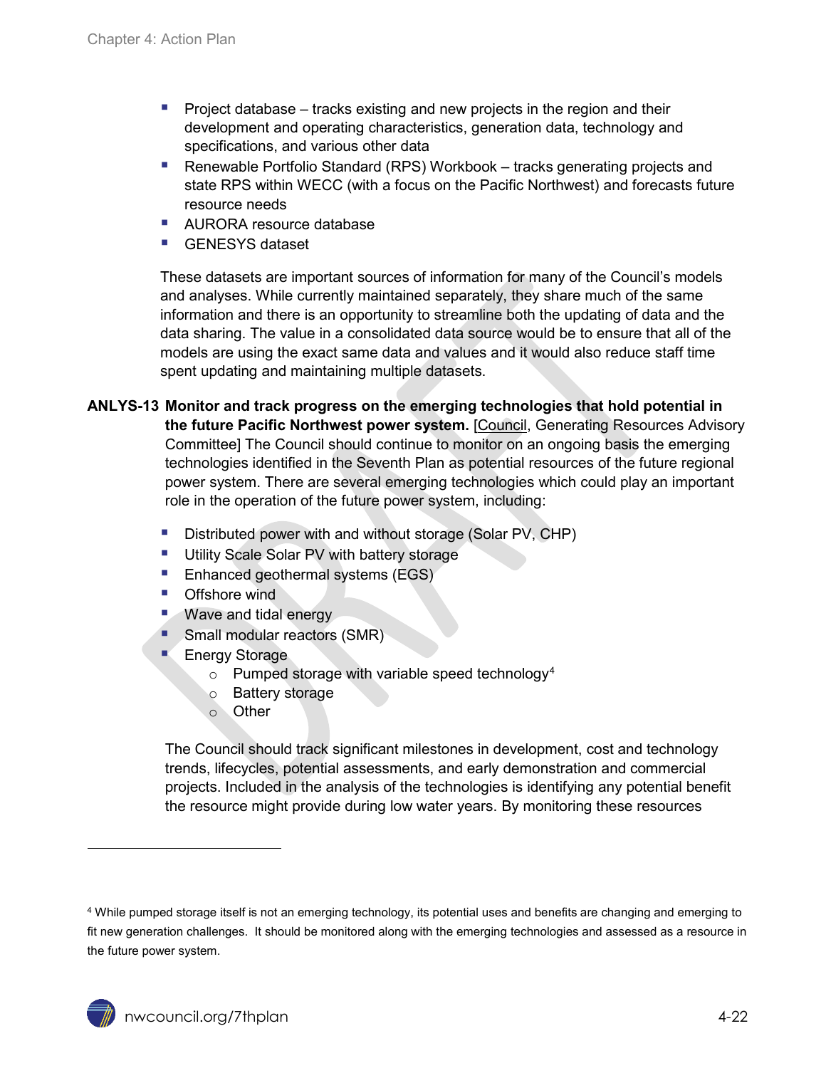- Project database – tracks existing and new projects in the region and their development and operating characteristics, generation data, technology and specifications, and various other data
- Renewable Portfolio Standard (RPS) Workbook – tracks generating projects and state RPS within WECC (with a focus on the Pacific Northwest) and forecasts future resource needs
- AURORA resource database
- GENESYS dataset

These datasets are important sources of information for many of the Council's models and analyses. While currently maintained separately, they share much of the same information and there is an opportunity to streamline both the updating of data and the data sharing. The value in a consolidated data source would be to ensure that all of the models are using the exact same data and values and it would also reduce staff time spent updating and maintaining multiple datasets.

**ANLYS-13 Monitor and track progress on the emerging technologies that hold potential in the future Pacific Northwest power system.** [Council, Generating Resources Advisory Committee] The Council should continue to monitor on an ongoing basis the emerging technologies identified in the Seventh Plan as potential resources of the future regional power system. There are several emerging technologies which could play an important role in the operation of the future power system, including:

- Distributed power with and without storage (Solar PV, CHP)
- Utility Scale Solar PV with battery storage
- Enhanced geothermal systems (EGS)
- Offshore wind
- Wave and tidal energy
- Small modular reactors (SMR)
- Energy Storage
  - Pumped storage with variable speed technology[4]
  - Battery storage
  - Other

The Council should track significant milestones in development, cost and technology trends, lifecycles, potential assessments, and early demonstration and commercial projects. Included in the analysis of the technologies is identifying any potential benefit the resource might provide during low water years. By monitoring these resources

[4] While pumped storage itself is not an emerging technology, its potential uses and benefits are changing and emerging to fit new generation challenges. It should be monitored along with the emerging technologies and assessed as a resource in the future power system.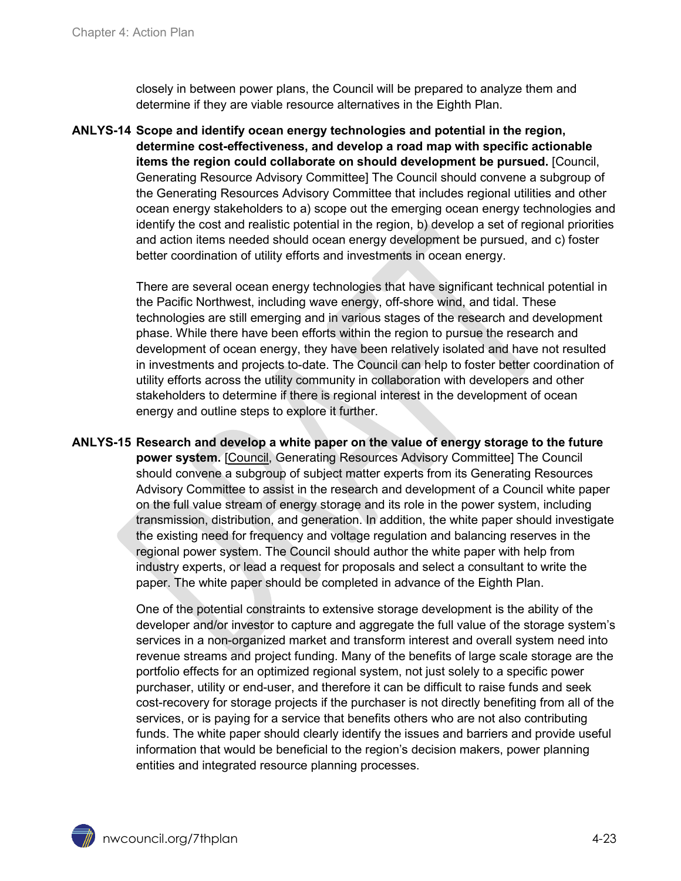closely in between power plans, the Council will be prepared to analyze them and determine if they are viable resource alternatives in the Eighth Plan.

**ANLYS-14 Scope and identify ocean energy technologies and potential in the region, determine cost-effectiveness, and develop a road map with specific actionable items the region could collaborate on should development be pursued.** [Council, Generating Resource Advisory Committee] The Council should convene a subgroup of the Generating Resources Advisory Committee that includes regional utilities and other ocean energy stakeholders to a) scope out the emerging ocean energy technologies and identify the cost and realistic potential in the region, b) develop a set of regional priorities and action items needed should ocean energy development be pursued, and c) foster better coordination of utility efforts and investments in ocean energy.

There are several ocean energy technologies that have significant technical potential in the Pacific Northwest, including wave energy, off-shore wind, and tidal. These technologies are still emerging and in various stages of the research and development phase. While there have been efforts within the region to pursue the research and development of ocean energy, they have been relatively isolated and have not resulted in investments and projects to-date. The Council can help to foster better coordination of utility efforts across the utility community in collaboration with developers and other stakeholders to determine if there is regional interest in the development of ocean energy and outline steps to explore it further.

**ANLYS-15 Research and develop a white paper on the value of energy storage to the future power system.** [Council, Generating Resources Advisory Committee] The Council should convene a subgroup of subject matter experts from its Generating Resources Advisory Committee to assist in the research and development of a Council white paper on the full value stream of energy storage and its role in the power system, including transmission, distribution, and generation. In addition, the white paper should investigate the existing need for frequency and voltage regulation and balancing reserves in the regional power system. The Council should author the white paper with help from industry experts, or lead a request for proposals and select a consultant to write the paper. The white paper should be completed in advance of the Eighth Plan.

One of the potential constraints to extensive storage development is the ability of the developer and/or investor to capture and aggregate the full value of the storage system's services in a non-organized market and transform interest and overall system need into revenue streams and project funding. Many of the benefits of large scale storage are the portfolio effects for an optimized regional system, not just solely to a specific power purchaser, utility or end-user, and therefore it can be difficult to raise funds and seek cost-recovery for storage projects if the purchaser is not directly benefiting from all of the services, or is paying for a service that benefits others who are not also contributing funds. The white paper should clearly identify the issues and barriers and provide useful information that would be beneficial to the region's decision makers, power planning entities and integrated resource planning processes.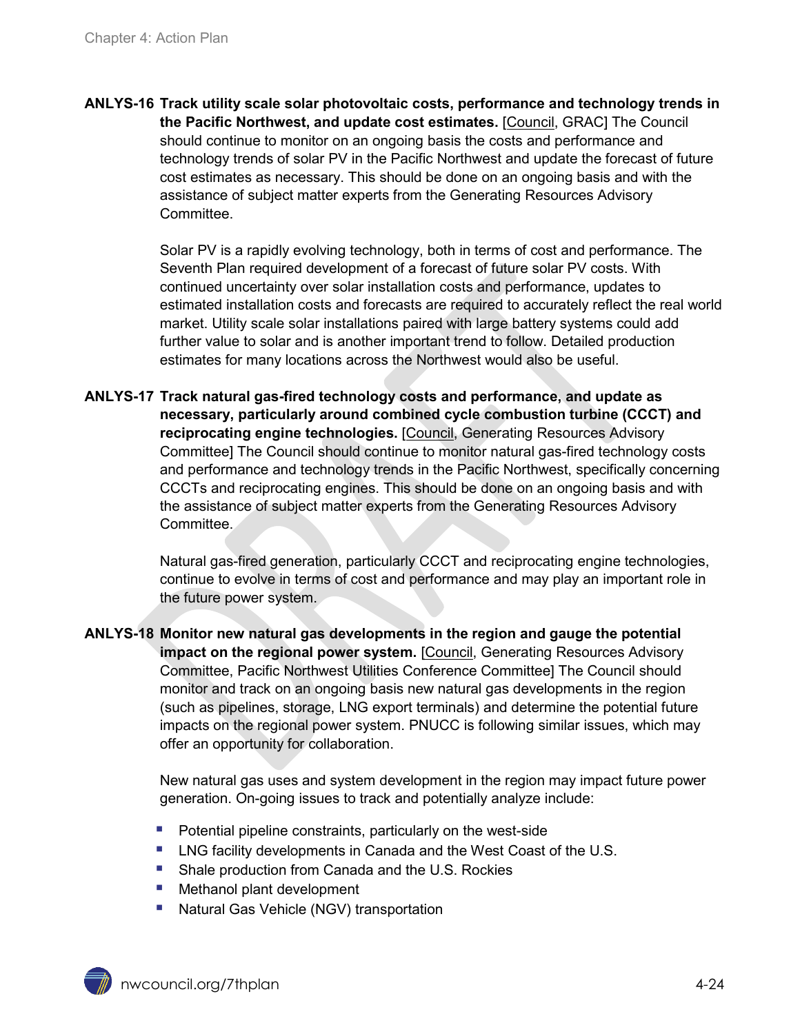**ANLYS-16 Track utility scale solar photovoltaic costs, performance and technology trends in the Pacific Northwest, and update cost estimates.** [Council, GRAC] The Council should continue to monitor on an ongoing basis the costs and performance and technology trends of solar PV in the Pacific Northwest and update the forecast of future cost estimates as necessary. This should be done on an ongoing basis and with the assistance of subject matter experts from the Generating Resources Advisory Committee.

Solar PV is a rapidly evolving technology, both in terms of cost and performance. The Seventh Plan required development of a forecast of future solar PV costs. With continued uncertainty over solar installation costs and performance, updates to estimated installation costs and forecasts are required to accurately reflect the real world market. Utility scale solar installations paired with large battery systems could add further value to solar and is another important trend to follow. Detailed production estimates for many locations across the Northwest would also be useful.

**ANLYS-17 Track natural gas-fired technology costs and performance, and update as necessary, particularly around combined cycle combustion turbine (CCCT) and reciprocating engine technologies.** [Council, Generating Resources Advisory Committee] The Council should continue to monitor natural gas-fired technology costs and performance and technology trends in the Pacific Northwest, specifically concerning CCCTs and reciprocating engines. This should be done on an ongoing basis and with the assistance of subject matter experts from the Generating Resources Advisory Committee.

Natural gas-fired generation, particularly CCCT and reciprocating engine technologies, continue to evolve in terms of cost and performance and may play an important role in the future power system.

**ANLYS-18 Monitor new natural gas developments in the region and gauge the potential impact on the regional power system.** [Council, Generating Resources Advisory Committee, Pacific Northwest Utilities Conference Committee] The Council should monitor and track on an ongoing basis new natural gas developments in the region (such as pipelines, storage, LNG export terminals) and determine the potential future impacts on the regional power system. PNUCC is following similar issues, which may offer an opportunity for collaboration.

New natural gas uses and system development in the region may impact future power generation. On-going issues to track and potentially analyze include:

- Potential pipeline constraints, particularly on the west-side
- LNG facility developments in Canada and the West Coast of the U.S.
- Shale production from Canada and the U.S. Rockies
- Methanol plant development
- Natural Gas Vehicle (NGV) transportation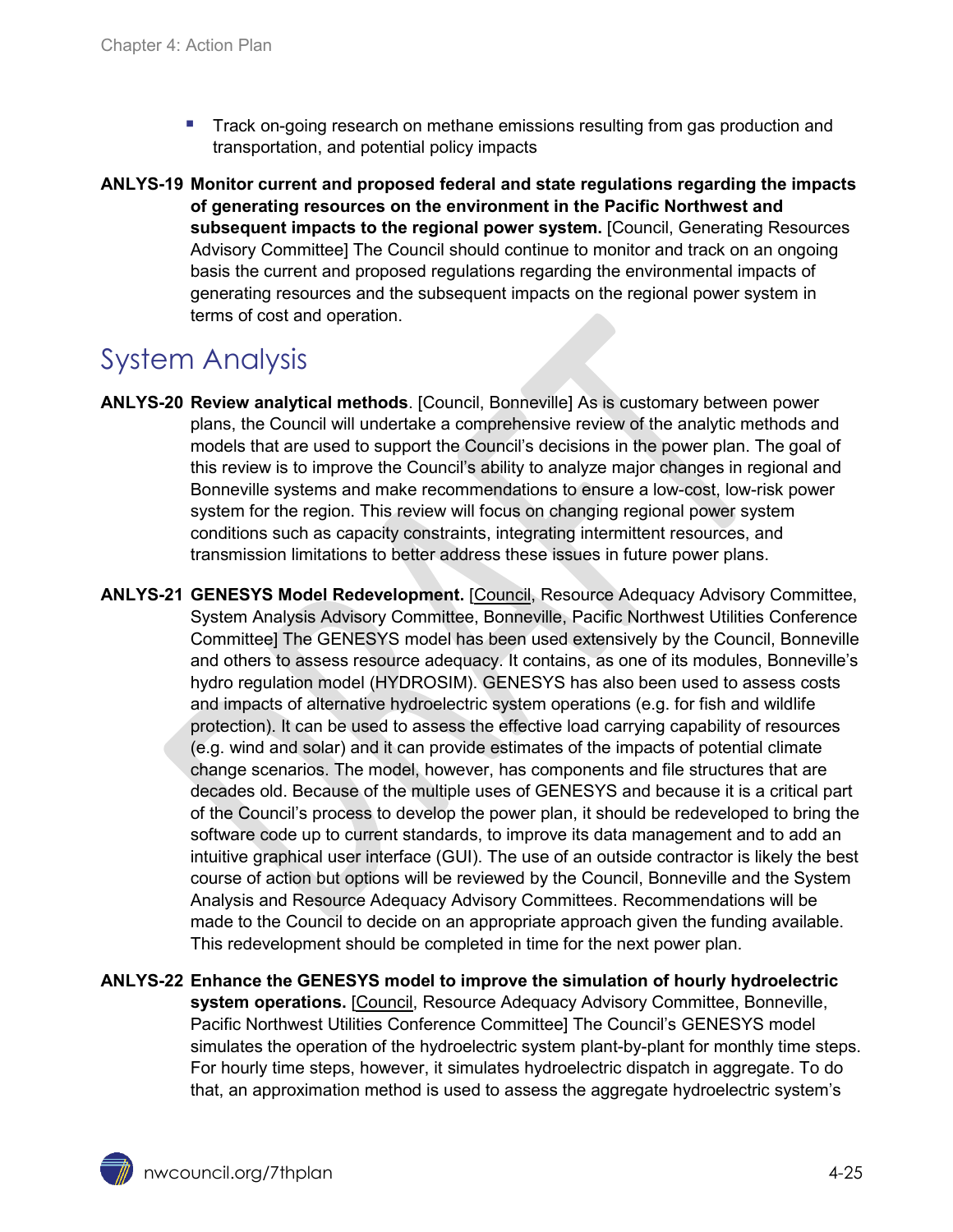- Track on-going research on methane emissions resulting from gas production and transportation, and potential policy impacts

**ANLYS-19 Monitor current and proposed federal and state regulations regarding the impacts of generating resources on the environment in the Pacific Northwest and subsequent impacts to the regional power system.** [Council, Generating Resources Advisory Committee] The Council should continue to monitor and track on an ongoing basis the current and proposed regulations regarding the environmental impacts of generating resources and the subsequent impacts on the regional power system in terms of cost and operation.

## System Analysis

**ANLYS-20 Review analytical methods**. [Council, Bonneville] As is customary between power plans, the Council will undertake a comprehensive review of the analytic methods and models that are used to support the Council's decisions in the power plan. The goal of this review is to improve the Council's ability to analyze major changes in regional and Bonneville systems and make recommendations to ensure a low-cost, low-risk power system for the region. This review will focus on changing regional power system conditions such as capacity constraints, integrating intermittent resources, and transmission limitations to better address these issues in future power plans.

**ANLYS-21 GENESYS Model Redevelopment.** [Council, Resource Adequacy Advisory Committee, System Analysis Advisory Committee, Bonneville, Pacific Northwest Utilities Conference Committee] The GENESYS model has been used extensively by the Council, Bonneville and others to assess resource adequacy. It contains, as one of its modules, Bonneville's hydro regulation model (HYDROSIM). GENESYS has also been used to assess costs and impacts of alternative hydroelectric system operations (e.g. for fish and wildlife protection). It can be used to assess the effective load carrying capability of resources (e.g. wind and solar) and it can provide estimates of the impacts of potential climate change scenarios. The model, however, has components and file structures that are decades old. Because of the multiple uses of GENESYS and because it is a critical part of the Council's process to develop the power plan, it should be redeveloped to bring the software code up to current standards, to improve its data management and to add an intuitive graphical user interface (GUI). The use of an outside contractor is likely the best course of action but options will be reviewed by the Council, Bonneville and the System Analysis and Resource Adequacy Advisory Committees. Recommendations will be made to the Council to decide on an appropriate approach given the funding available. This redevelopment should be completed in time for the next power plan.

**ANLYS-22 Enhance the GENESYS model to improve the simulation of hourly hydroelectric system operations.** [Council, Resource Adequacy Advisory Committee, Bonneville, Pacific Northwest Utilities Conference Committee] The Council's GENESYS model simulates the operation of the hydroelectric system plant-by-plant for monthly time steps. For hourly time steps, however, it simulates hydroelectric dispatch in aggregate. To do that, an approximation method is used to assess the aggregate hydroelectric system's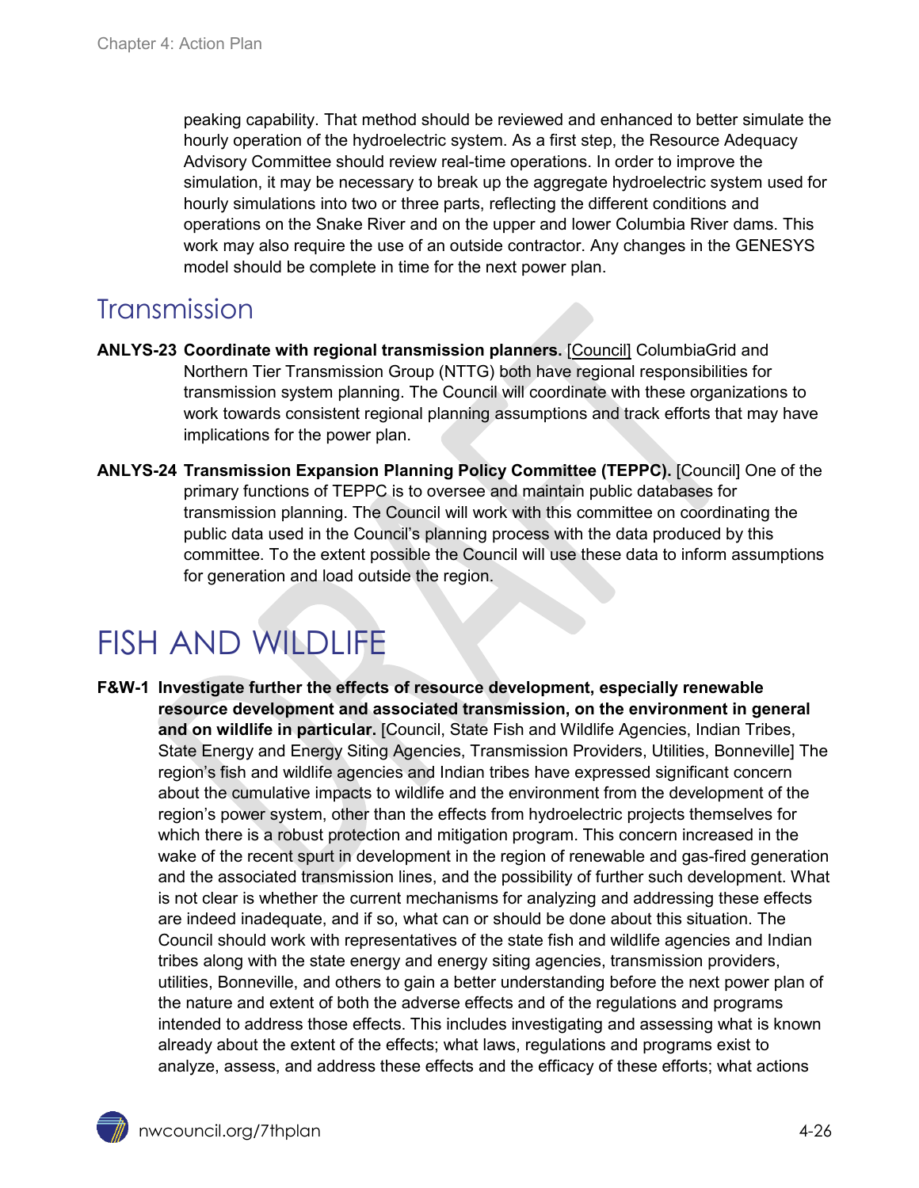peaking capability. That method should be reviewed and enhanced to better simulate the hourly operation of the hydroelectric system. As a first step, the Resource Adequacy Advisory Committee should review real-time operations. In order to improve the simulation, it may be necessary to break up the aggregate hydroelectric system used for hourly simulations into two or three parts, reflecting the different conditions and operations on the Snake River and on the upper and lower Columbia River dams. This work may also require the use of an outside contractor. Any changes in the GENESYS model should be complete in time for the next power plan.

## Transmission

**ANLYS-23 Coordinate with regional transmission planners.** [Council] ColumbiaGrid and Northern Tier Transmission Group (NTTG) both have regional responsibilities for transmission system planning. The Council will coordinate with these organizations to work towards consistent regional planning assumptions and track efforts that may have implications for the power plan.

**ANLYS-24 Transmission Expansion Planning Policy Committee (TEPPC).** [Council] One of the primary functions of TEPPC is to oversee and maintain public databases for transmission planning. The Council will work with this committee on coordinating the public data used in the Council's planning process with the data produced by this committee. To the extent possible the Council will use these data to inform assumptions for generation and load outside the region.

# FISH AND WILDLIFE

**F&W-1 Investigate further the effects of resource development, especially renewable resource development and associated transmission, on the environment in general and on wildlife in particular.** [Council, State Fish and Wildlife Agencies, Indian Tribes, State Energy and Energy Siting Agencies, Transmission Providers, Utilities, Bonneville] The region's fish and wildlife agencies and Indian tribes have expressed significant concern about the cumulative impacts to wildlife and the environment from the development of the region's power system, other than the effects from hydroelectric projects themselves for which there is a robust protection and mitigation program. This concern increased in the wake of the recent spurt in development in the region of renewable and gas-fired generation and the associated transmission lines, and the possibility of further such development. What is not clear is whether the current mechanisms for analyzing and addressing these effects are indeed inadequate, and if so, what can or should be done about this situation. The Council should work with representatives of the state fish and wildlife agencies and Indian tribes along with the state energy and energy siting agencies, transmission providers, utilities, Bonneville, and others to gain a better understanding before the next power plan of the nature and extent of both the adverse effects and of the regulations and programs intended to address those effects. This includes investigating and assessing what is known already about the extent of the effects; what laws, regulations and programs exist to analyze, assess, and address these effects and the efficacy of these efforts; what actions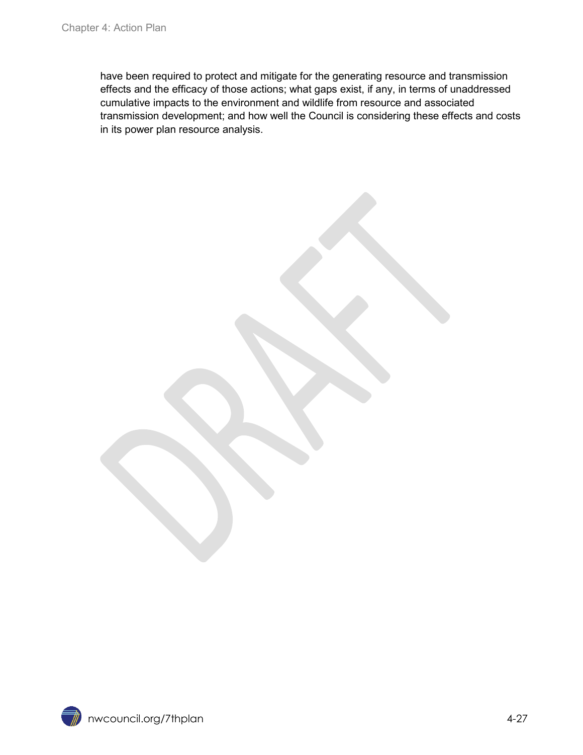have been required to protect and mitigate for the generating resource and transmission effects and the efficacy of those actions; what gaps exist, if any, in terms of unaddressed cumulative impacts to the environment and wildlife from resource and associated transmission development; and how well the Council is considering these effects and costs in its power plan resource analysis.